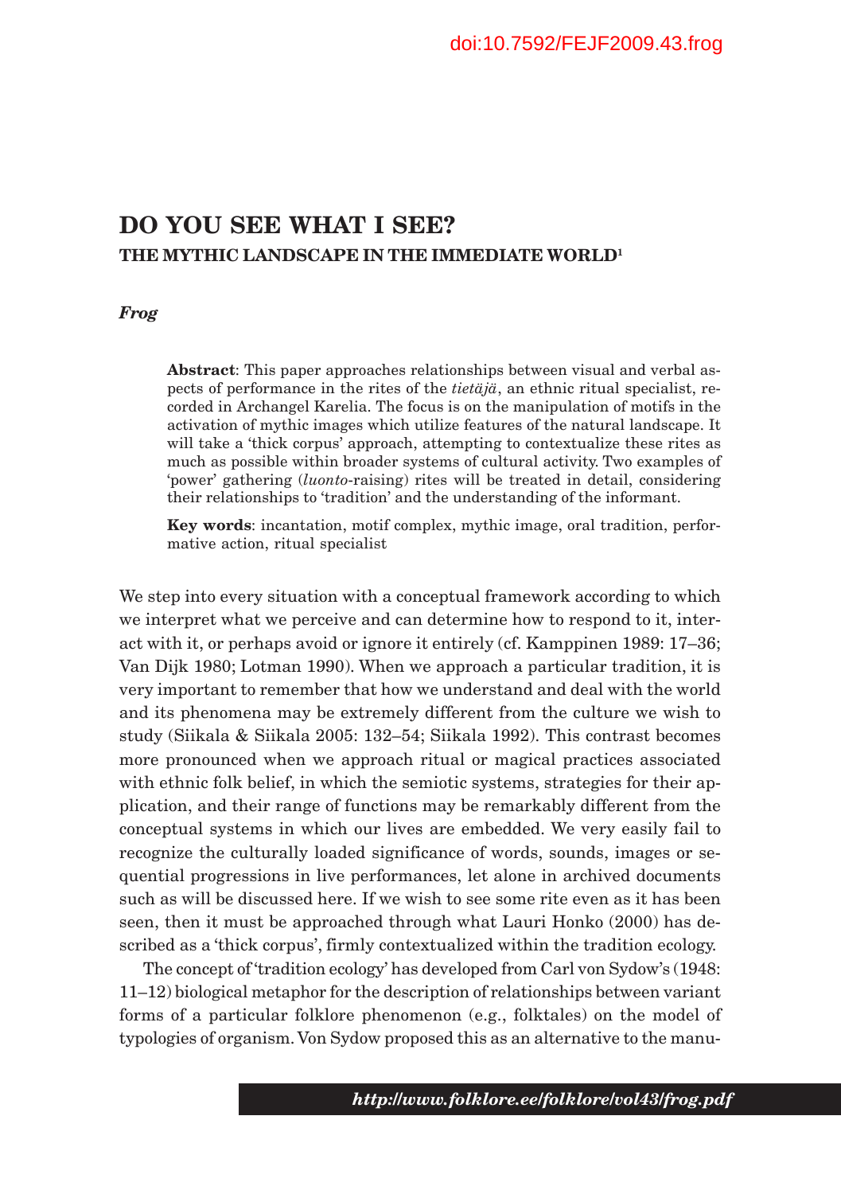doi:10.7592/FEJF2009.43.frog

# DO YOU SEE WHAT I SEE?

## THE MYTHIC LANDSCAPE IN THE IMMEDIATE WORLD[1]

***Frog***

**Abstract**: This paper approaches relationships between visual and verbal aspects of performance in the rites of the *tietäjä*, an ethnic ritual specialist, recorded in Archangel Karelia. The focus is on the manipulation of motifs in the activation of mythic images which utilize features of the natural landscape. It will take a 'thick corpus' approach, attempting to contextualize these rites as much as possible within broader systems of cultural activity. Two examples of 'power' gathering (*luonto*-raising) rites will be treated in detail, considering their relationships to 'tradition' and the understanding of the informant.

**Key words**: incantation, motif complex, mythic image, oral tradition, performative action, ritual specialist

We step into every situation with a conceptual framework according to which we interpret what we perceive and can determine how to respond to it, interact with it, or perhaps avoid or ignore it entirely (cf. Kamppinen 1989: 17–36; Van Dijk 1980; Lotman 1990). When we approach a particular tradition, it is very important to remember that how we understand and deal with the world and its phenomena may be extremely different from the culture we wish to study (Siikala & Siikala 2005: 132–54; Siikala 1992). This contrast becomes more pronounced when we approach ritual or magical practices associated with ethnic folk belief, in which the semiotic systems, strategies for their application, and their range of functions may be remarkably different from the conceptual systems in which our lives are embedded. We very easily fail to recognize the culturally loaded significance of words, sounds, images or sequential progressions in live performances, let alone in archived documents such as will be discussed here. If we wish to see some rite even as it has been seen, then it must be approached through what Lauri Honko (2000) has described as a 'thick corpus', firmly contextualized within the tradition ecology.

The concept of 'tradition ecology' has developed from Carl von Sydow's (1948: 11–12) biological metaphor for the description of relationships between variant forms of a particular folklore phenomenon (e.g., folktales) on the model of typologies of organism. Von Sydow proposed this as an alternative to the manu-

*http://www.folklore.ee/folklore/vol43/frog.pdf*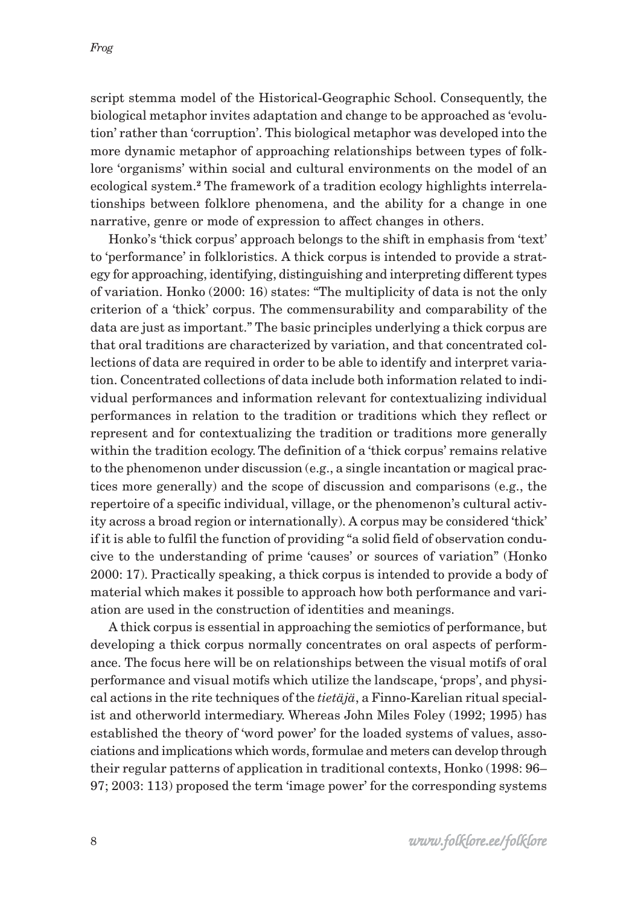script stemma model of the Historical-Geographic School. Consequently, the biological metaphor invites adaptation and change to be approached as 'evolution' rather than 'corruption'. This biological metaphor was developed into the more dynamic metaphor of approaching relationships between types of folklore 'organisms' within social and cultural environments on the model of an ecological system.[2] The framework of a tradition ecology highlights interrelationships between folklore phenomena, and the ability for a change in one narrative, genre or mode of expression to affect changes in others.

Honko's 'thick corpus' approach belongs to the shift in emphasis from 'text' to 'performance' in folkloristics. A thick corpus is intended to provide a strategy for approaching, identifying, distinguishing and interpreting different types of variation. Honko (2000: 16) states: "The multiplicity of data is not the only criterion of a 'thick' corpus. The commensurability and comparability of the data are just as important." The basic principles underlying a thick corpus are that oral traditions are characterized by variation, and that concentrated collections of data are required in order to be able to identify and interpret variation. Concentrated collections of data include both information related to individual performances and information relevant for contextualizing individual performances in relation to the tradition or traditions which they reflect or represent and for contextualizing the tradition or traditions more generally within the tradition ecology. The definition of a 'thick corpus' remains relative to the phenomenon under discussion (e.g., a single incantation or magical practices more generally) and the scope of discussion and comparisons (e.g., the repertoire of a specific individual, village, or the phenomenon's cultural activity across a broad region or internationally). A corpus may be considered 'thick' if it is able to fulfil the function of providing "a solid field of observation conducive to the understanding of prime 'causes' or sources of variation" (Honko 2000: 17). Practically speaking, a thick corpus is intended to provide a body of material which makes it possible to approach how both performance and variation are used in the construction of identities and meanings.

A thick corpus is essential in approaching the semiotics of performance, but developing a thick corpus normally concentrates on oral aspects of performance. The focus here will be on relationships between the visual motifs of oral performance and visual motifs which utilize the landscape, 'props', and physical actions in the rite techniques of the *tietäjä*, a Finno-Karelian ritual specialist and otherworld intermediary. Whereas John Miles Foley (1992; 1995) has established the theory of 'word power' for the loaded systems of values, associations and implications which words, formulae and meters can develop through their regular patterns of application in traditional contexts, Honko (1998: 96–97; 2003: 113) proposed the term 'image power' for the corresponding systems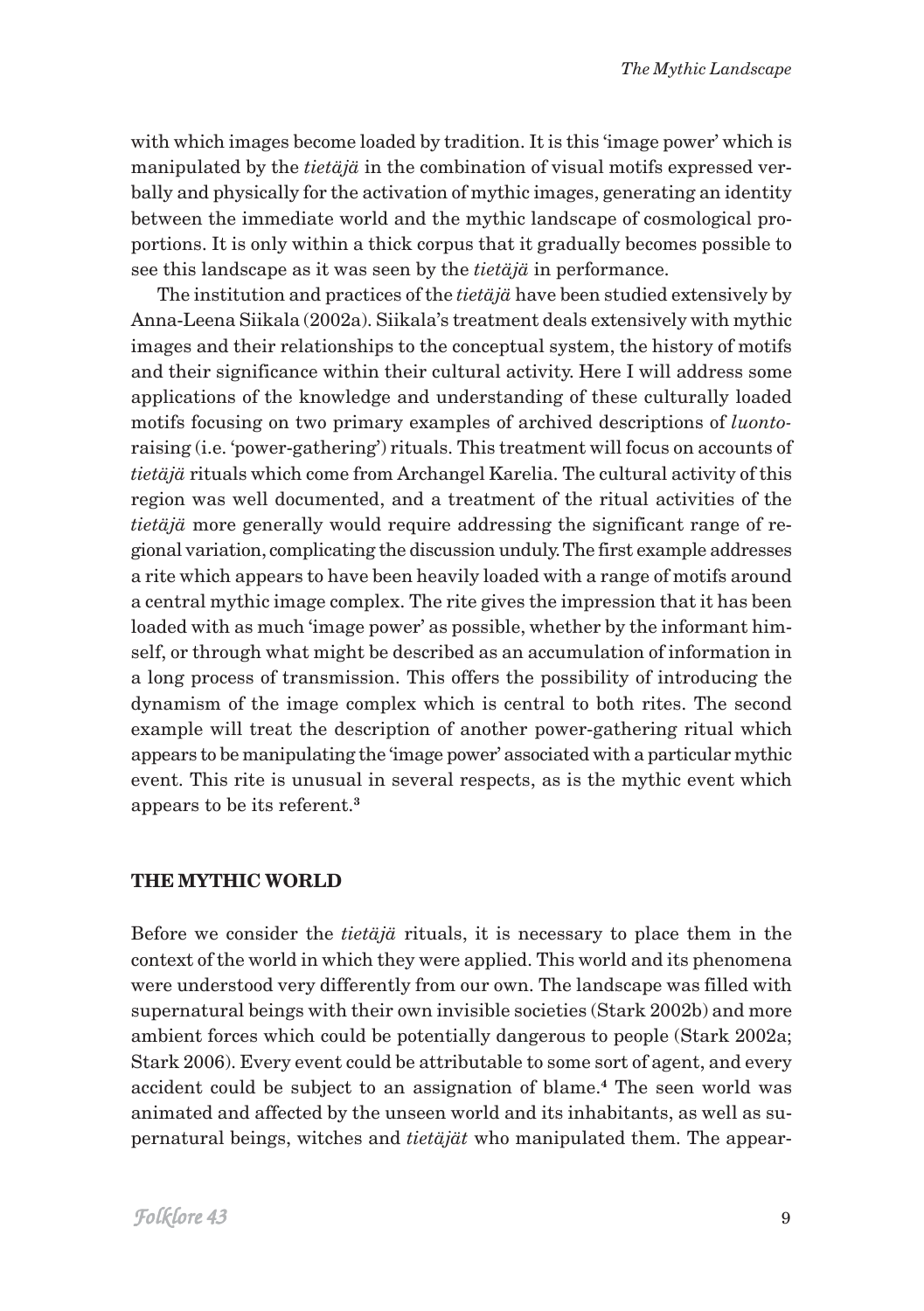with which images become loaded by tradition. It is this 'image power' which is manipulated by the *tietäjä* in the combination of visual motifs expressed verbally and physically for the activation of mythic images, generating an identity between the immediate world and the mythic landscape of cosmological proportions. It is only within a thick corpus that it gradually becomes possible to see this landscape as it was seen by the *tietäjä* in performance.

The institution and practices of the *tietäjä* have been studied extensively by Anna-Leena Siikala (2002a). Siikala's treatment deals extensively with mythic images and their relationships to the conceptual system, the history of motifs and their significance within their cultural activity. Here I will address some applications of the knowledge and understanding of these culturally loaded motifs focusing on two primary examples of archived descriptions of *luonto*-raising (i.e. 'power-gathering') rituals. This treatment will focus on accounts of *tietäjä* rituals which come from Archangel Karelia. The cultural activity of this region was well documented, and a treatment of the ritual activities of the *tietäjä* more generally would require addressing the significant range of regional variation, complicating the discussion unduly. The first example addresses a rite which appears to have been heavily loaded with a range of motifs around a central mythic image complex. The rite gives the impression that it has been loaded with as much 'image power' as possible, whether by the informant himself, or through what might be described as an accumulation of information in a long process of transmission. This offers the possibility of introducing the dynamism of the image complex which is central to both rites. The second example will treat the description of another power-gathering ritual which appears to be manipulating the 'image power' associated with a particular mythic event. This rite is unusual in several respects, as is the mythic event which appears to be its referent.[3]

## THE MYTHIC WORLD

Before we consider the *tietäjä* rituals, it is necessary to place them in the context of the world in which they were applied. This world and its phenomena were understood very differently from our own. The landscape was filled with supernatural beings with their own invisible societies (Stark 2002b) and more ambient forces which could be potentially dangerous to people (Stark 2002a; Stark 2006). Every event could be attributable to some sort of agent, and every accident could be subject to an assignation of blame.[4] The seen world was animated and affected by the unseen world and its inhabitants, as well as supernatural beings, witches and *tietäjät* who manipulated them. The appear-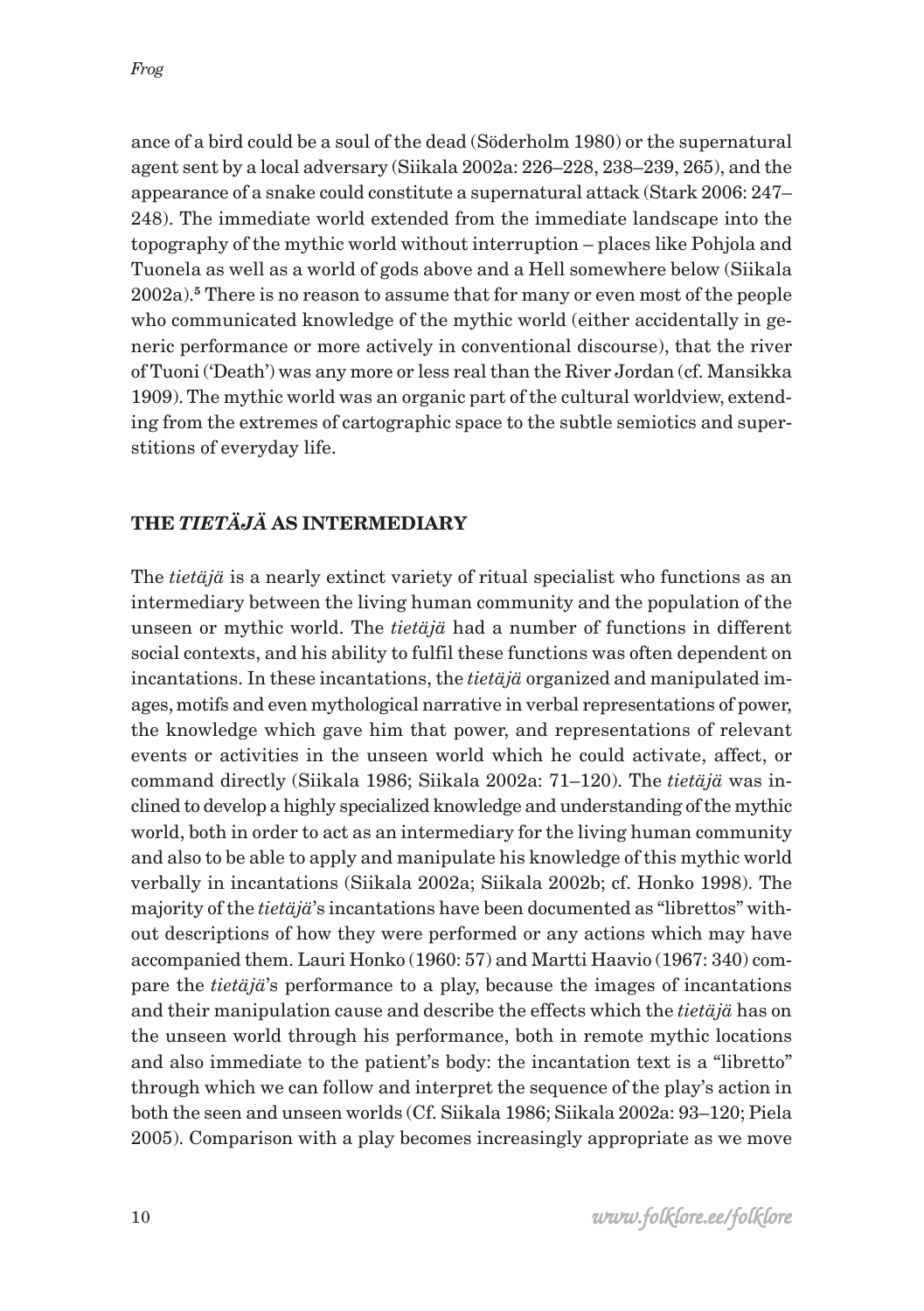ance of a bird could be a soul of the dead (Söderholm 1980) or the supernatural agent sent by a local adversary (Siikala 2002a: 226–228, 238–239, 265), and the appearance of a snake could constitute a supernatural attack (Stark 2006: 247–248). The immediate world extended from the immediate landscape into the topography of the mythic world without interruption – places like Pohjola and Tuonela as well as a world of gods above and a Hell somewhere below (Siikala 2002a).[5] There is no reason to assume that for many or even most of the people who communicated knowledge of the mythic world (either accidentally in generic performance or more actively in conventional discourse), that the river of Tuoni ('Death') was any more or less real than the River Jordan (cf. Mansikka 1909). The mythic world was an organic part of the cultural worldview, extending from the extremes of cartographic space to the subtle semiotics and superstitions of everyday life.

## THE *TIETÄJÄ* AS INTERMEDIARY

The *tietäjä* is a nearly extinct variety of ritual specialist who functions as an intermediary between the living human community and the population of the unseen or mythic world. The *tietäjä* had a number of functions in different social contexts, and his ability to fulfil these functions was often dependent on incantations. In these incantations, the *tietäjä* organized and manipulated images, motifs and even mythological narrative in verbal representations of power, the knowledge which gave him that power, and representations of relevant events or activities in the unseen world which he could activate, affect, or command directly (Siikala 1986; Siikala 2002a: 71–120). The *tietäjä* was inclined to develop a highly specialized knowledge and understanding of the mythic world, both in order to act as an intermediary for the living human community and also to be able to apply and manipulate his knowledge of this mythic world verbally in incantations (Siikala 2002a; Siikala 2002b; cf. Honko 1998). The majority of the *tietäjä*'s incantations have been documented as "librettos" without descriptions of how they were performed or any actions which may have accompanied them. Lauri Honko (1960: 57) and Martti Haavio (1967: 340) compare the *tietäjä*'s performance to a play, because the images of incantations and their manipulation cause and describe the effects which the *tietäjä* has on the unseen world through his performance, both in remote mythic locations and also immediate to the patient's body: the incantation text is a "libretto" through which we can follow and interpret the sequence of the play's action in both the seen and unseen worlds (Cf. Siikala 1986; Siikala 2002a: 93–120; Piela 2005). Comparison with a play becomes increasingly appropriate as we move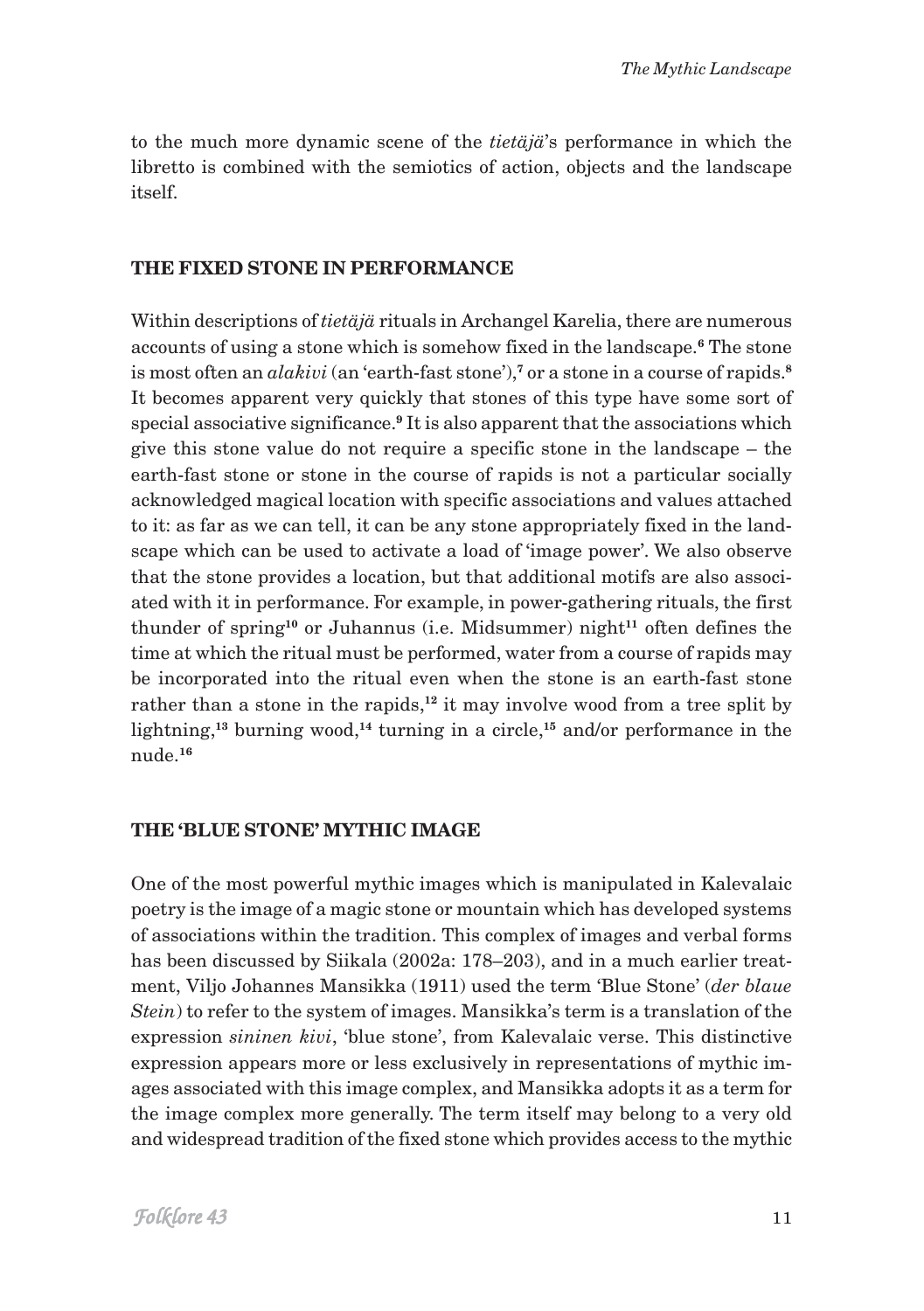to the much more dynamic scene of the *tietäjä*'s performance in which the libretto is combined with the semiotics of action, objects and the landscape itself.

## THE FIXED STONE IN PERFORMANCE

Within descriptions of *tietäjä* rituals in Archangel Karelia, there are numerous accounts of using a stone which is somehow fixed in the landscape.[6] The stone is most often an *alakivi* (an 'earth-fast stone'),[7] or a stone in a course of rapids.[8] It becomes apparent very quickly that stones of this type have some sort of special associative significance.[9] It is also apparent that the associations which give this stone value do not require a specific stone in the landscape – the earth-fast stone or stone in the course of rapids is not a particular socially acknowledged magical location with specific associations and values attached to it: as far as we can tell, it can be any stone appropriately fixed in the landscape which can be used to activate a load of 'image power'. We also observe that the stone provides a location, but that additional motifs are also associated with it in performance. For example, in power-gathering rituals, the first thunder of spring[10] or Juhannus (i.e. Midsummer) night[11] often defines the time at which the ritual must be performed, water from a course of rapids may be incorporated into the ritual even when the stone is an earth-fast stone rather than a stone in the rapids,[12] it may involve wood from a tree split by lightning,[13] burning wood,[14] turning in a circle,[15] and/or performance in the nude.[16]

## THE 'BLUE STONE' MYTHIC IMAGE

One of the most powerful mythic images which is manipulated in Kalevalaic poetry is the image of a magic stone or mountain which has developed systems of associations within the tradition. This complex of images and verbal forms has been discussed by Siikala (2002a: 178–203), and in a much earlier treatment, Viljo Johannes Mansikka (1911) used the term 'Blue Stone' (*der blaue Stein*) to refer to the system of images. Mansikka's term is a translation of the expression *sininen kivi*, 'blue stone', from Kalevalaic verse. This distinctive expression appears more or less exclusively in representations of mythic images associated with this image complex, and Mansikka adopts it as a term for the image complex more generally. The term itself may belong to a very old and widespread tradition of the fixed stone which provides access to the mythic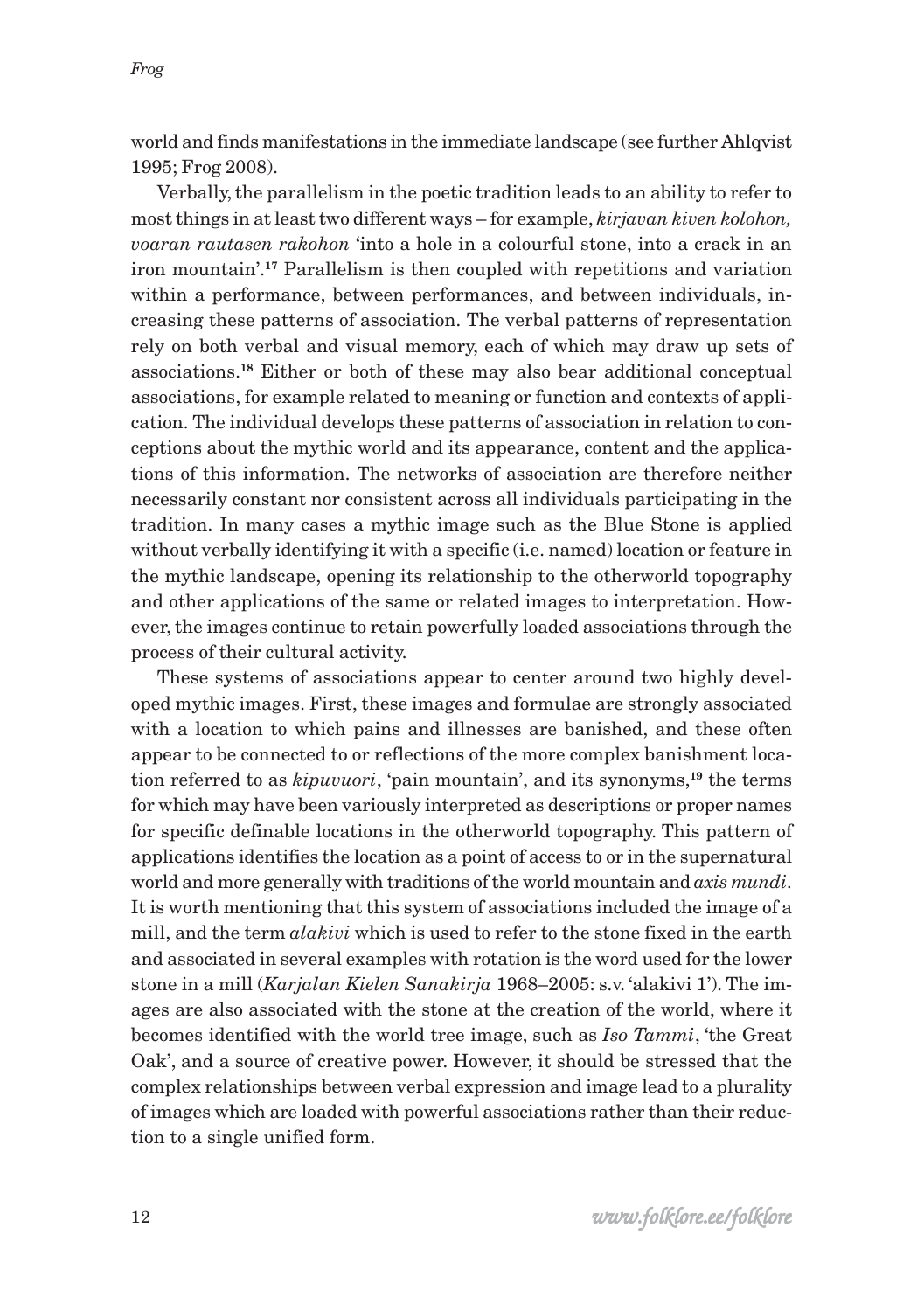world and finds manifestations in the immediate landscape (see further Ahlqvist 1995; Frog 2008).

Verbally, the parallelism in the poetic tradition leads to an ability to refer to most things in at least two different ways – for example, *kirjavan kiven kolohon, voaran rautasen rakohon* 'into a hole in a colourful stone, into a crack in an iron mountain'.[17] Parallelism is then coupled with repetitions and variation within a performance, between performances, and between individuals, increasing these patterns of association. The verbal patterns of representation rely on both verbal and visual memory, each of which may draw up sets of associations.[18] Either or both of these may also bear additional conceptual associations, for example related to meaning or function and contexts of application. The individual develops these patterns of association in relation to conceptions about the mythic world and its appearance, content and the applications of this information. The networks of association are therefore neither necessarily constant nor consistent across all individuals participating in the tradition. In many cases a mythic image such as the Blue Stone is applied without verbally identifying it with a specific (i.e. named) location or feature in the mythic landscape, opening its relationship to the otherworld topography and other applications of the same or related images to interpretation. However, the images continue to retain powerfully loaded associations through the process of their cultural activity.

These systems of associations appear to center around two highly developed mythic images. First, these images and formulae are strongly associated with a location to which pains and illnesses are banished, and these often appear to be connected to or reflections of the more complex banishment location referred to as *kipuvuori*, 'pain mountain', and its synonyms,[19] the terms for which may have been variously interpreted as descriptions or proper names for specific definable locations in the otherworld topography. This pattern of applications identifies the location as a point of access to or in the supernatural world and more generally with traditions of the world mountain and *axis mundi*. It is worth mentioning that this system of associations included the image of a mill, and the term *alakivi* which is used to refer to the stone fixed in the earth and associated in several examples with rotation is the word used for the lower stone in a mill (*Karjalan Kielen Sanakirja* 1968–2005: s.v. 'alakivi 1'). The images are also associated with the stone at the creation of the world, where it becomes identified with the world tree image, such as *Iso Tammi*, 'the Great Oak', and a source of creative power. However, it should be stressed that the complex relationships between verbal expression and image lead to a plurality of images which are loaded with powerful associations rather than their reduction to a single unified form.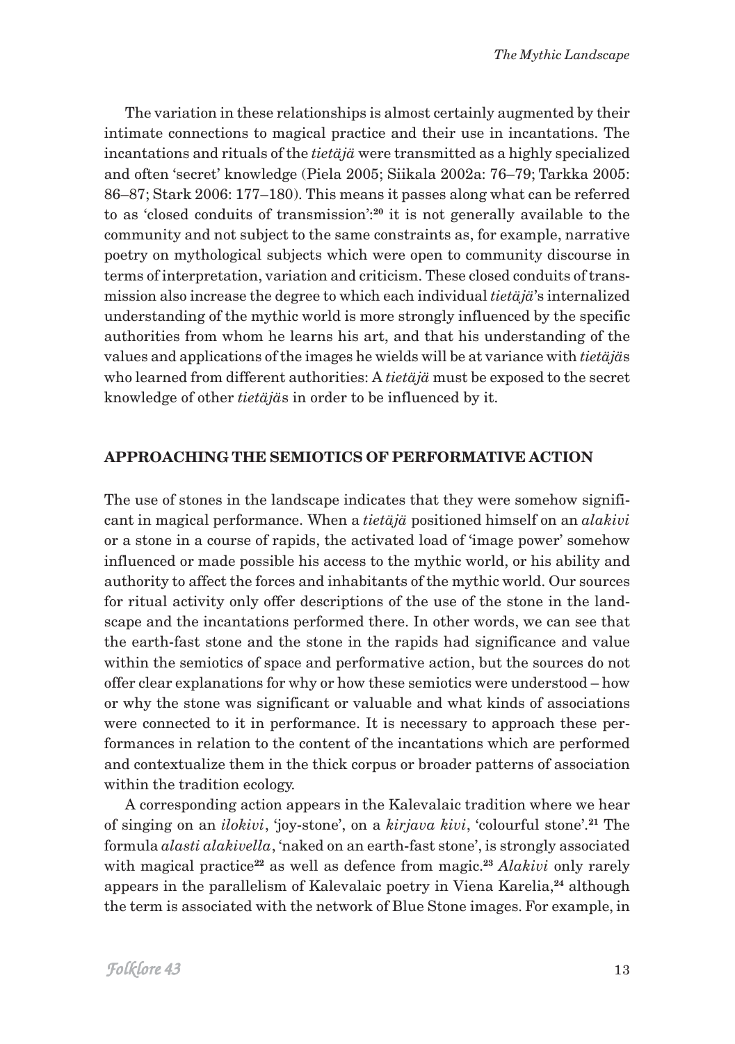The variation in these relationships is almost certainly augmented by their intimate connections to magical practice and their use in incantations. The incantations and rituals of the *tietäjä* were transmitted as a highly specialized and often 'secret' knowledge (Piela 2005; Siikala 2002a: 76–79; Tarkka 2005: 86–87; Stark 2006: 177–180). This means it passes along what can be referred to as 'closed conduits of transmission':[20] it is not generally available to the community and not subject to the same constraints as, for example, narrative poetry on mythological subjects which were open to community discourse in terms of interpretation, variation and criticism. These closed conduits of transmission also increase the degree to which each individual *tietäjä*'s internalized understanding of the mythic world is more strongly influenced by the specific authorities from whom he learns his art, and that his understanding of the values and applications of the images he wields will be at variance with *tietäjä*s who learned from different authorities: A *tietäjä* must be exposed to the secret knowledge of other *tietäjä*s in order to be influenced by it.

## APPROACHING THE SEMIOTICS OF PERFORMATIVE ACTION

The use of stones in the landscape indicates that they were somehow significant in magical performance. When a *tietäjä* positioned himself on an *alakivi* or a stone in a course of rapids, the activated load of 'image power' somehow influenced or made possible his access to the mythic world, or his ability and authority to affect the forces and inhabitants of the mythic world. Our sources for ritual activity only offer descriptions of the use of the stone in the landscape and the incantations performed there. In other words, we can see that the earth-fast stone and the stone in the rapids had significance and value within the semiotics of space and performative action, but the sources do not offer clear explanations for why or how these semiotics were understood – how or why the stone was significant or valuable and what kinds of associations were connected to it in performance. It is necessary to approach these performances in relation to the content of the incantations which are performed and contextualize them in the thick corpus or broader patterns of association within the tradition ecology.

A corresponding action appears in the Kalevalaic tradition where we hear of singing on an *ilokivi*, 'joy-stone', on a *kirjava kivi*, 'colourful stone'.[21] The formula *alasti alakivella*, 'naked on an earth-fast stone', is strongly associated with magical practice[22] as well as defence from magic.[23] *Alakivi* only rarely appears in the parallelism of Kalevalaic poetry in Viena Karelia,[24] although the term is associated with the network of Blue Stone images. For example, in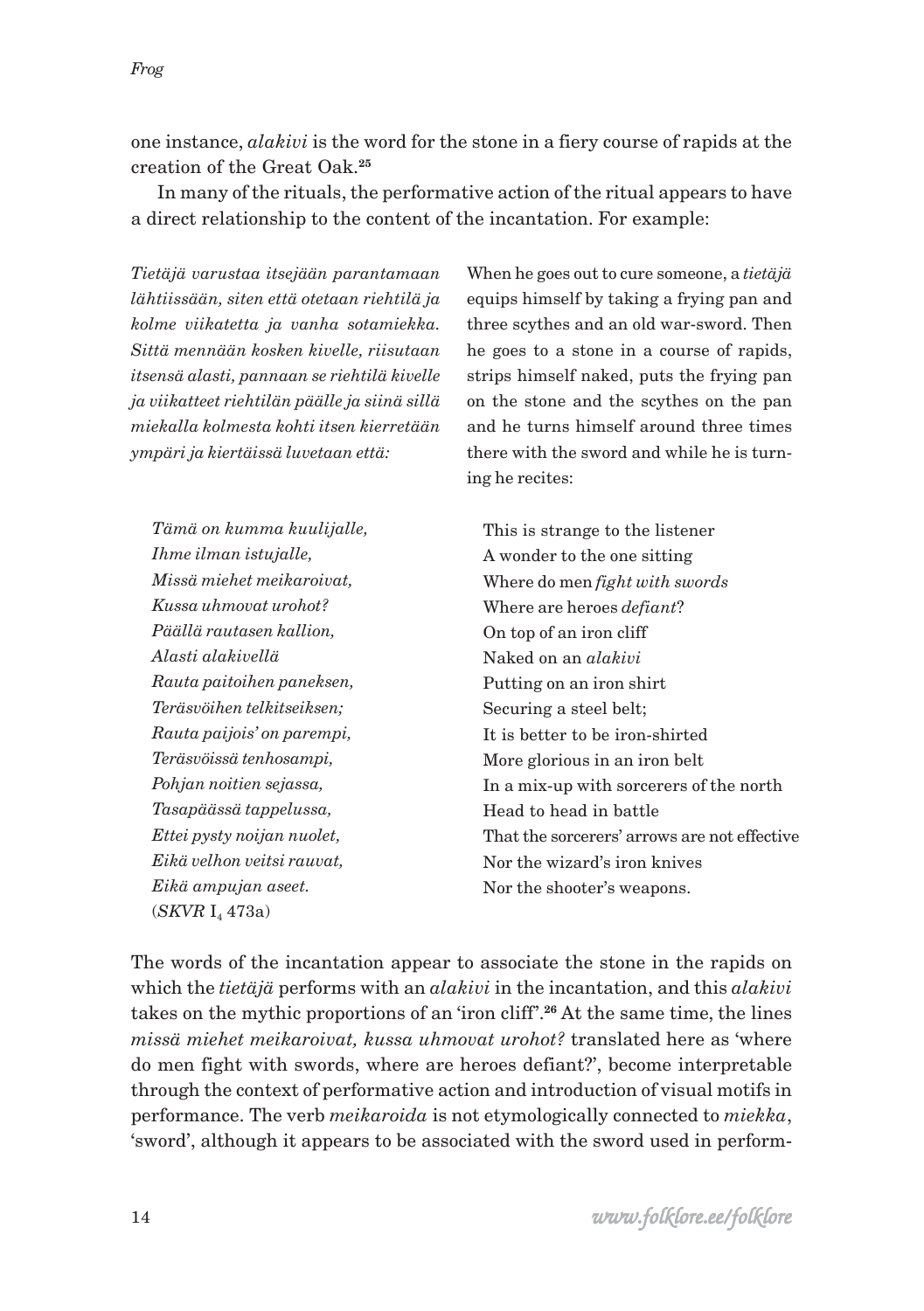one instance, *alakivi* is the word for the stone in a fiery course of rapids at the creation of the Great Oak.[25]

In many of the rituals, the performative action of the ritual appears to have a direct relationship to the content of the incantation. For example:

| | |
|---|---|
| *Tietäjä varustaa itsejään parantamaan lähtiissään, siten että otetaan riehtilä ja kolme viikatetta ja vanha sotamiekka. Sittä mennään kosken kivelle, riisutaan itsensä alasti, pannaan se riehtilä kivelle ja viikatteet riehtilän päälle ja siinä sillä miekalla kolmesta kohti itsen kierretään ympäri ja kiertäissä luvetaan että:* | When he goes out to cure someone, a *tietäjä* equips himself by taking a frying pan and three scythes and an old war-sword. Then he goes to a stone in a course of rapids, strips himself naked, puts the frying pan on the stone and the scythes on the pan and he turns himself around three times there with the sword and while he is turning he recites: |
| *Tämä on kumma kuulijalle,*<br>*Ihme ilman istujalle,*<br>*Missä miehet meikaroivat,*<br>*Kussa uhmovat urohot?*<br>*Päällä rautasen kallion,*<br>*Alasti alakivellä*<br>*Rauta paitoihen paneksen,*<br>*Teräsvöihen telkitseiksen;*<br>*Rauta paijois' on parempi,*<br>*Teräsvöissä tenhosampi,*<br>*Pohjan noitien sejassa,*<br>*Tasapäässä tappelussa,*<br>*Ettei pysty noijan nuolet,*<br>*Eikä velhon veitsi rauvat,*<br>*Eikä ampujan aseet.*<br>(*SKVR* I$_4$ 473a) | This is strange to the listener<br>A wonder to the one sitting<br>Where do men *fight with swords*<br>Where are heroes *defiant*?<br>On top of an iron cliff<br>Naked on an *alakivi*<br>Putting on an iron shirt<br>Securing a steel belt;<br>It is better to be iron-shirted<br>More glorious in an iron belt<br>In a mix-up with sorcerers of the north<br>Head to head in battle<br>That the sorcerers' arrows are not effective<br>Nor the wizard's iron knives<br>Nor the shooter's weapons. |

The words of the incantation appear to associate the stone in the rapids on which the *tietäjä* performs with an *alakivi* in the incantation, and this *alakivi* takes on the mythic proportions of an 'iron cliff'.[26] At the same time, the lines *missä miehet meikaroivat, kussa uhmovat urohot?* translated here as 'where do men fight with swords, where are heroes defiant?', become interpretable through the context of performative action and introduction of visual motifs in performance. The verb *meikaroida* is not etymologically connected to *miekka*, 'sword', although it appears to be associated with the sword used in perform-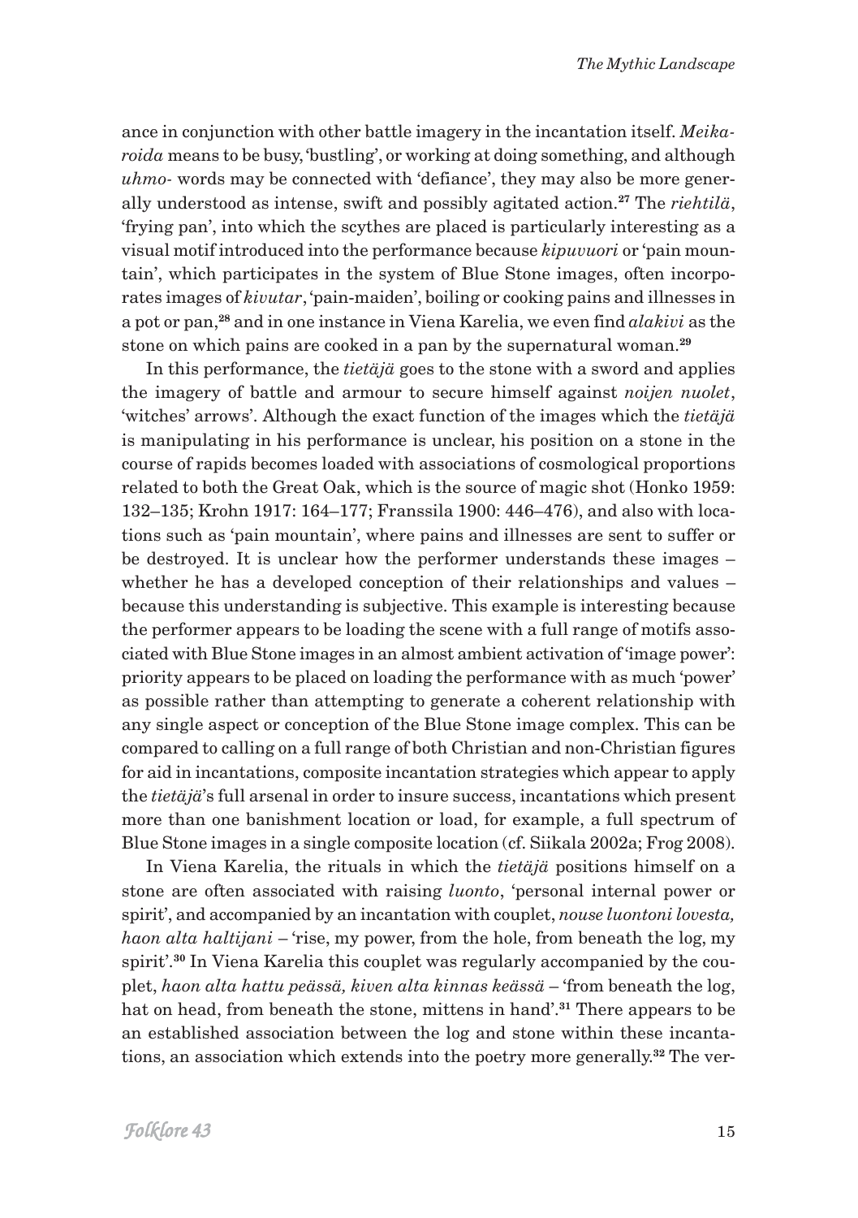ance in conjunction with other battle imagery in the incantation itself. *Meikaroida* means to be busy, 'bustling', or working at doing something, and although *uhmo-* words may be connected with 'defiance', they may also be more generally understood as intense, swift and possibly agitated action.[27] The *riehtilä*, 'frying pan', into which the scythes are placed is particularly interesting as a visual motif introduced into the performance because *kipuvuori* or 'pain mountain', which participates in the system of Blue Stone images, often incorporates images of *kivutar*, 'pain-maiden', boiling or cooking pains and illnesses in a pot or pan,[28] and in one instance in Viena Karelia, we even find *alakivi* as the stone on which pains are cooked in a pan by the supernatural woman.[29]

In this performance, the *tietäjä* goes to the stone with a sword and applies the imagery of battle and armour to secure himself against *noijen nuolet*, 'witches' arrows'. Although the exact function of the images which the *tietäjä* is manipulating in his performance is unclear, his position on a stone in the course of rapids becomes loaded with associations of cosmological proportions related to both the Great Oak, which is the source of magic shot (Honko 1959: 132–135; Krohn 1917: 164–177; Franssila 1900: 446–476), and also with locations such as 'pain mountain', where pains and illnesses are sent to suffer or be destroyed. It is unclear how the performer understands these images – whether he has a developed conception of their relationships and values – because this understanding is subjective. This example is interesting because the performer appears to be loading the scene with a full range of motifs associated with Blue Stone images in an almost ambient activation of 'image power': priority appears to be placed on loading the performance with as much 'power' as possible rather than attempting to generate a coherent relationship with any single aspect or conception of the Blue Stone image complex. This can be compared to calling on a full range of both Christian and non-Christian figures for aid in incantations, composite incantation strategies which appear to apply the *tietäjä*'s full arsenal in order to insure success, incantations which present more than one banishment location or load, for example, a full spectrum of Blue Stone images in a single composite location (cf. Siikala 2002a; Frog 2008).

In Viena Karelia, the rituals in which the *tietäjä* positions himself on a stone are often associated with raising *luonto*, 'personal internal power or spirit', and accompanied by an incantation with couplet, *nouse luontoni lovesta, haon alta haltijani* – 'rise, my power, from the hole, from beneath the log, my spirit'.[30] In Viena Karelia this couplet was regularly accompanied by the couplet, *haon alta hattu peässä, kiven alta kinnas keässä* – 'from beneath the log, hat on head, from beneath the stone, mittens in hand'.[31] There appears to be an established association between the log and stone within these incantations, an association which extends into the poetry more generally.[32] The ver-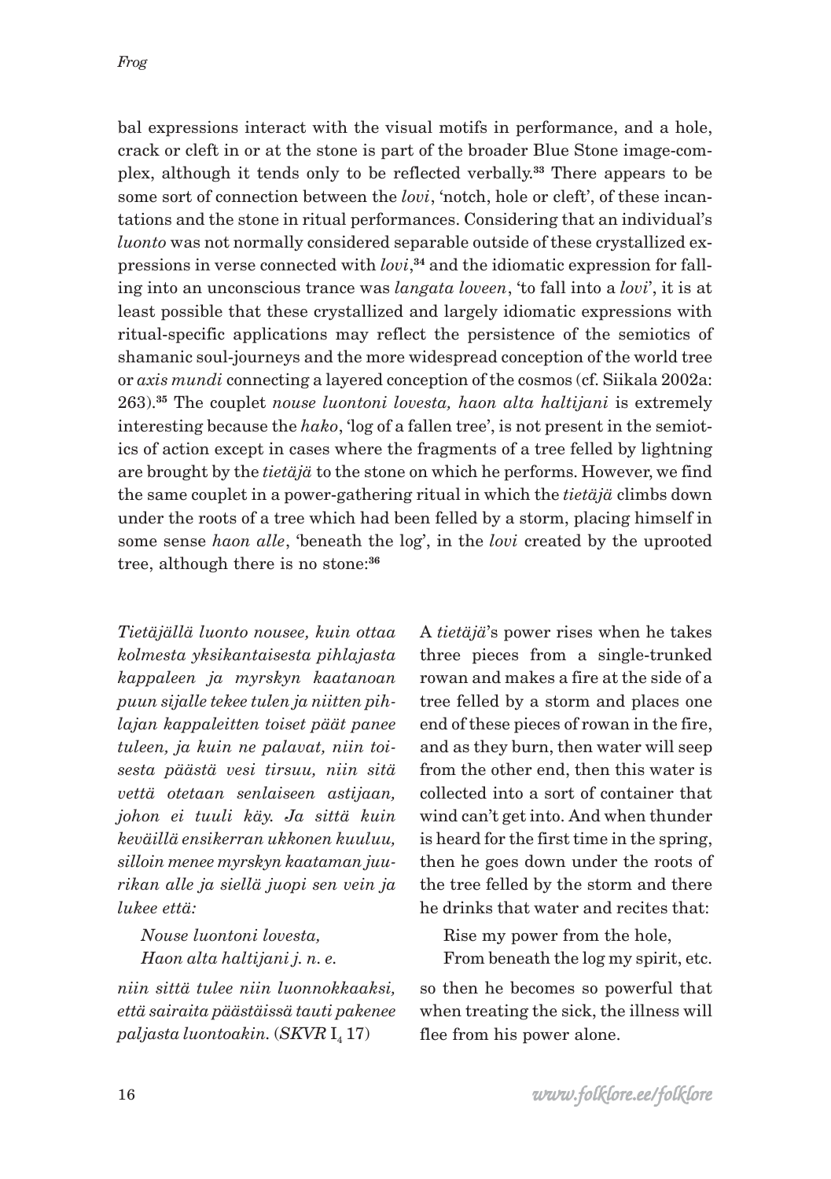bal expressions interact with the visual motifs in performance, and a hole, crack or cleft in or at the stone is part of the broader Blue Stone image-complex, although it tends only to be reflected verbally.[33] There appears to be some sort of connection between the *lovi*, 'notch, hole or cleft', of these incantations and the stone in ritual performances. Considering that an individual's *luonto* was not normally considered separable outside of these crystallized expressions in verse connected with *lovi*,[34] and the idiomatic expression for falling into an unconscious trance was *langata loveen*, 'to fall into a *lovi*', it is at least possible that these crystallized and largely idiomatic expressions with ritual-specific applications may reflect the persistence of the semiotics of shamanic soul-journeys and the more widespread conception of the world tree or *axis mundi* connecting a layered conception of the cosmos (cf. Siikala 2002a: 263).[35] The couplet *nouse luontoni lovesta, haon alta haltijani* is extremely interesting because the *hako*, 'log of a fallen tree', is not present in the semiotics of action except in cases where the fragments of a tree felled by lightning are brought by the *tietäjä* to the stone on which he performs. However, we find the same couplet in a power-gathering ritual in which the *tietäjä* climbs down under the roots of a tree which had been felled by a storm, placing himself in some sense *haon alle*, 'beneath the log', in the *lovi* created by the uprooted tree, although there is no stone:[36]

*Tietäjällä luonto nousee, kuin ottaa kolmesta yksikantaisesta pihlajasta kappaleen ja myrskyn kaatanoan puun sijalle tekee tulen ja niitten pihlajan kappaleitten toiset päät panee tuleen, ja kuin ne palavat, niin toisesta päästä vesi tirsuu, niin sitä vettä otetaan senlaiseen astijaan, johon ei tuuli käy. Ja sittä kuin keväillä ensikerran ukkonen kuuluu, silloin menee myrskyn kaatamaan juurikan alle ja siellä juopi sen vein ja lukee että:*

> *Nouse luontoni lovesta,*
> *Haon alta haltijani j. n. e.*

*niin sittä tulee niin luonnokkaaksi, että sairaita päästäissä tauti pakenee paljasta luontoakin.* (*SKVR* I₄ 17)

A *tietäjä*'s power rises when he takes three pieces from a single-trunked rowan and makes a fire at the side of a tree felled by a storm and places one end of these pieces of rowan in the fire, and as they burn, then water will seep from the other end, then this water is collected into a sort of container that wind can't get into. And when thunder is heard for the first time in the spring, then he goes down under the roots of the tree felled by the storm and there he drinks that water and recites that:

> Rise my power from the hole,
> From beneath the log my spirit, etc.

so then he becomes so powerful that when treating the sick, the illness will flee from his power alone.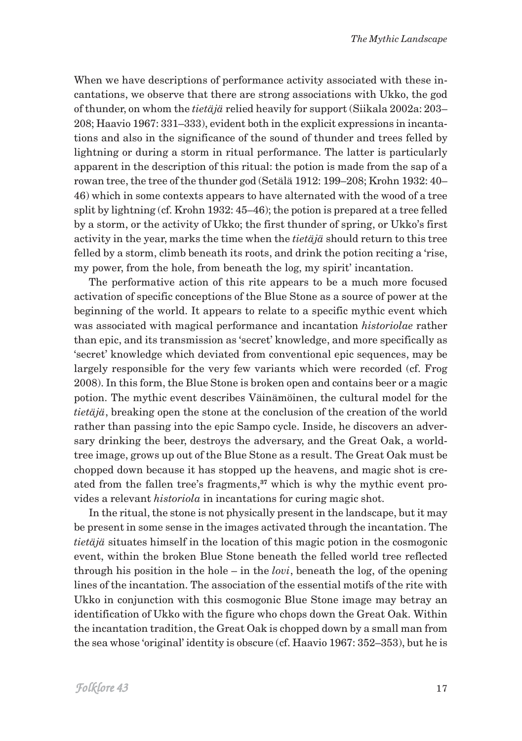When we have descriptions of performance activity associated with these incantations, we observe that there are strong associations with Ukko, the god of thunder, on whom the *tietäjä* relied heavily for support (Siikala 2002a: 203–208; Haavio 1967: 331–333), evident both in the explicit expressions in incantations and also in the significance of the sound of thunder and trees felled by lightning or during a storm in ritual performance. The latter is particularly apparent in the description of this ritual: the potion is made from the sap of a rowan tree, the tree of the thunder god (Setälä 1912: 199–208; Krohn 1932: 40–46) which in some contexts appears to have alternated with the wood of a tree split by lightning (cf. Krohn 1932: 45–46); the potion is prepared at a tree felled by a storm, or the activity of Ukko; the first thunder of spring, or Ukko's first activity in the year, marks the time when the *tietäjä* should return to this tree felled by a storm, climb beneath its roots, and drink the potion reciting a 'rise, my power, from the hole, from beneath the log, my spirit' incantation.

The performative action of this rite appears to be a much more focused activation of specific conceptions of the Blue Stone as a source of power at the beginning of the world. It appears to relate to a specific mythic event which was associated with magical performance and incantation *historiolae* rather than epic, and its transmission as 'secret' knowledge, and more specifically as 'secret' knowledge which deviated from conventional epic sequences, may be largely responsible for the very few variants which were recorded (cf. Frog 2008). In this form, the Blue Stone is broken open and contains beer or a magic potion. The mythic event describes Väinämöinen, the cultural model for the *tietäjä*, breaking open the stone at the conclusion of the creation of the world rather than passing into the epic Sampo cycle. Inside, he discovers an adversary drinking the beer, destroys the adversary, and the Great Oak, a world-tree image, grows up out of the Blue Stone as a result. The Great Oak must be chopped down because it has stopped up the heavens, and magic shot is created from the fallen tree's fragments,[37] which is why the mythic event provides a relevant *historiola* in incantations for curing magic shot.

In the ritual, the stone is not physically present in the landscape, but it may be present in some sense in the images activated through the incantation. The *tietäjä* situates himself in the location of this magic potion in the cosmogonic event, within the broken Blue Stone beneath the felled world tree reflected through his position in the hole – in the *lovi*, beneath the log, of the opening lines of the incantation. The association of the essential motifs of the rite with Ukko in conjunction with this cosmogonic Blue Stone image may betray an identification of Ukko with the figure who chops down the Great Oak. Within the incantation tradition, the Great Oak is chopped down by a small man from the sea whose 'original' identity is obscure (cf. Haavio 1967: 352–353), but he is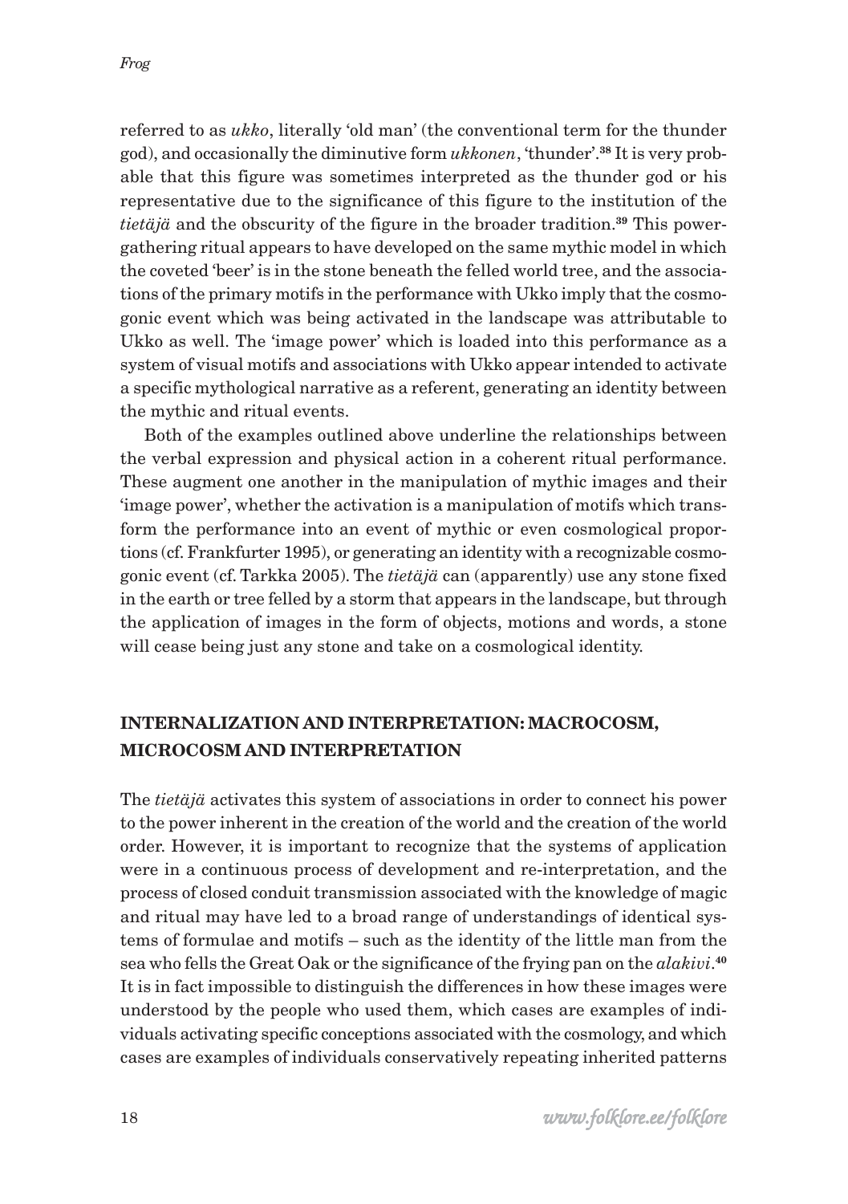referred to as *ukko*, literally 'old man' (the conventional term for the thunder god), and occasionally the diminutive form *ukkonen*, 'thunder'.[38] It is very probable that this figure was sometimes interpreted as the thunder god or his representative due to the significance of this figure to the institution of the *tietäjä* and the obscurity of the figure in the broader tradition.[39] This power-gathering ritual appears to have developed on the same mythic model in which the coveted 'beer' is in the stone beneath the felled world tree, and the associations of the primary motifs in the performance with Ukko imply that the cosmogonic event which was being activated in the landscape was attributable to Ukko as well. The 'image power' which is loaded into this performance as a system of visual motifs and associations with Ukko appear intended to activate a specific mythological narrative as a referent, generating an identity between the mythic and ritual events.

Both of the examples outlined above underline the relationships between the verbal expression and physical action in a coherent ritual performance. These augment one another in the manipulation of mythic images and their 'image power', whether the activation is a manipulation of motifs which transform the performance into an event of mythic or even cosmological proportions (cf. Frankfurter 1995), or generating an identity with a recognizable cosmogonic event (cf. Tarkka 2005). The *tietäjä* can (apparently) use any stone fixed in the earth or tree felled by a storm that appears in the landscape, but through the application of images in the form of objects, motions and words, a stone will cease being just any stone and take on a cosmological identity.

## INTERNALIZATION AND INTERPRETATION: MACROCOSM, MICROCOSM AND INTERPRETATION

The *tietäjä* activates this system of associations in order to connect his power to the power inherent in the creation of the world and the creation of the world order. However, it is important to recognize that the systems of application were in a continuous process of development and re-interpretation, and the process of closed conduit transmission associated with the knowledge of magic and ritual may have led to a broad range of understandings of identical systems of formulae and motifs – such as the identity of the little man from the sea who fells the Great Oak or the significance of the frying pan on the *alakivi*.[40] It is in fact impossible to distinguish the differences in how these images were understood by the people who used them, which cases are examples of individuals activating specific conceptions associated with the cosmology, and which cases are examples of individuals conservatively repeating inherited patterns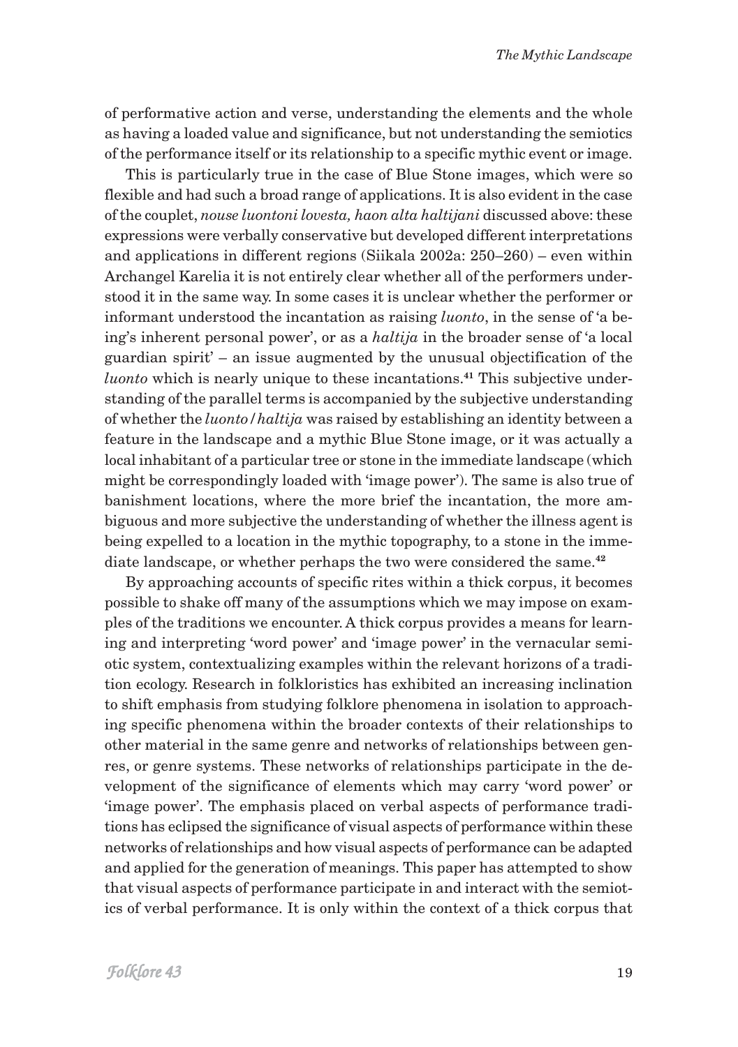of performative action and verse, understanding the elements and the whole as having a loaded value and significance, but not understanding the semiotics of the performance itself or its relationship to a specific mythic event or image.

This is particularly true in the case of Blue Stone images, which were so flexible and had such a broad range of applications. It is also evident in the case of the couplet, *nouse luontoni lovesta, haon alta haltijani* discussed above: these expressions were verbally conservative but developed different interpretations and applications in different regions (Siikala 2002a: 250–260) – even within Archangel Karelia it is not entirely clear whether all of the performers understood it in the same way. In some cases it is unclear whether the performer or informant understood the incantation as raising *luonto*, in the sense of 'a being's inherent personal power', or as a *haltija* in the broader sense of 'a local guardian spirit' – an issue augmented by the unusual objectification of the *luonto* which is nearly unique to these incantations.[41] This subjective understanding of the parallel terms is accompanied by the subjective understanding of whether the *luonto*/*haltija* was raised by establishing an identity between a feature in the landscape and a mythic Blue Stone image, or it was actually a local inhabitant of a particular tree or stone in the immediate landscape (which might be correspondingly loaded with 'image power'). The same is also true of banishment locations, where the more brief the incantation, the more ambiguous and more subjective the understanding of whether the illness agent is being expelled to a location in the mythic topography, to a stone in the immediate landscape, or whether perhaps the two were considered the same.[42]

By approaching accounts of specific rites within a thick corpus, it becomes possible to shake off many of the assumptions which we may impose on examples of the traditions we encounter. A thick corpus provides a means for learning and interpreting 'word power' and 'image power' in the vernacular semiotic system, contextualizing examples within the relevant horizons of a tradition ecology. Research in folkloristics has exhibited an increasing inclination to shift emphasis from studying folklore phenomena in isolation to approaching specific phenomena within the broader contexts of their relationships to other material in the same genre and networks of relationships between genres, or genre systems. These networks of relationships participate in the development of the significance of elements which may carry 'word power' or 'image power'. The emphasis placed on verbal aspects of performance traditions has eclipsed the significance of visual aspects of performance within these networks of relationships and how visual aspects of performance can be adapted and applied for the generation of meanings. This paper has attempted to show that visual aspects of performance participate in and interact with the semiotics of verbal performance. It is only within the context of a thick corpus that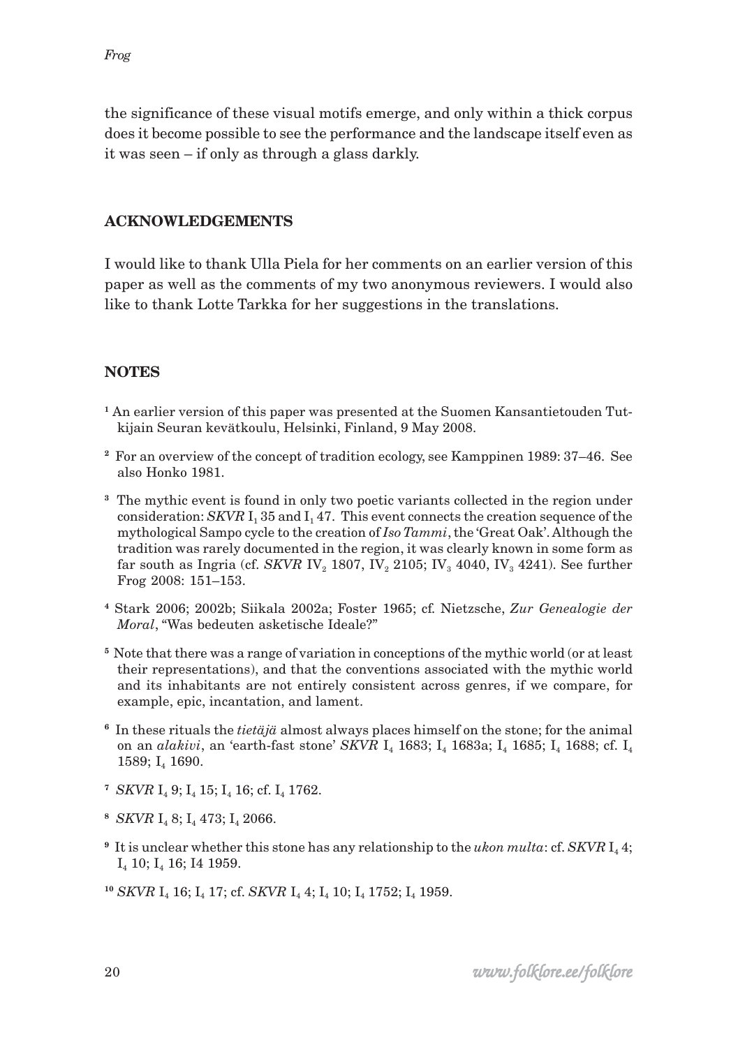the significance of these visual motifs emerge, and only within a thick corpus does it become possible to see the performance and the landscape itself even as it was seen – if only as through a glass darkly.

## ACKNOWLEDGEMENTS

I would like to thank Ulla Piela for her comments on an earlier version of this paper as well as the comments of my two anonymous reviewers. I would also like to thank Lotte Tarkka for her suggestions in the translations.

## NOTES

[1] An earlier version of this paper was presented at the Suomen Kansantietouden Tutkijain Seuran kevätkoulu, Helsinki, Finland, 9 May 2008.

[2] For an overview of the concept of tradition ecology, see Kamppinen 1989: 37–46. See also Honko 1981.

[3] The mythic event is found in only two poetic variants collected in the region under consideration: *SKVR* $I_1$ 35 and $I_1$ 47. This event connects the creation sequence of the mythological Sampo cycle to the creation of *Iso Tammi*, the 'Great Oak'. Although the tradition was rarely documented in the region, it was clearly known in some form as far south as Ingria (cf. *SKVR* $IV_2$ 1807, $IV_2$ 2105; $IV_3$ 4040, $IV_3$ 4241). See further Frog 2008: 151–153.

[4] Stark 2006; 2002b; Siikala 2002a; Foster 1965; cf. Nietzsche, *Zur Genealogie der Moral*, "Was bedeuten asketische Ideale?"

[5] Note that there was a range of variation in conceptions of the mythic world (or at least their representations), and that the conventions associated with the mythic world and its inhabitants are not entirely consistent across genres, if we compare, for example, epic, incantation, and lament.

[6] In these rituals the *tietäjä* almost always places himself on the stone; for the animal on an *alakivi*, an 'earth-fast stone' *SKVR* $I_4$ 1683; $I_4$ 1683a; $I_4$ 1685; $I_4$ 1688; cf. $I_4$ 1589; $I_4$ 1690.

[7] *SKVR* $I_4$ 9; $I_4$ 15; $I_4$ 16; cf. $I_4$ 1762.

[8] *SKVR* $I_4$ 8; $I_4$ 473; $I_4$ 2066.

[9] It is unclear whether this stone has any relationship to the *ukon multa*: cf. *SKVR* $I_4$ 4; $I_4$ 10; $I_4$ 16; I4 1959.

[10] *SKVR* $I_4$ 16; $I_4$ 17; cf. *SKVR* $I_4$ 4; $I_4$ 10; $I_4$ 1752; $I_4$ 1959.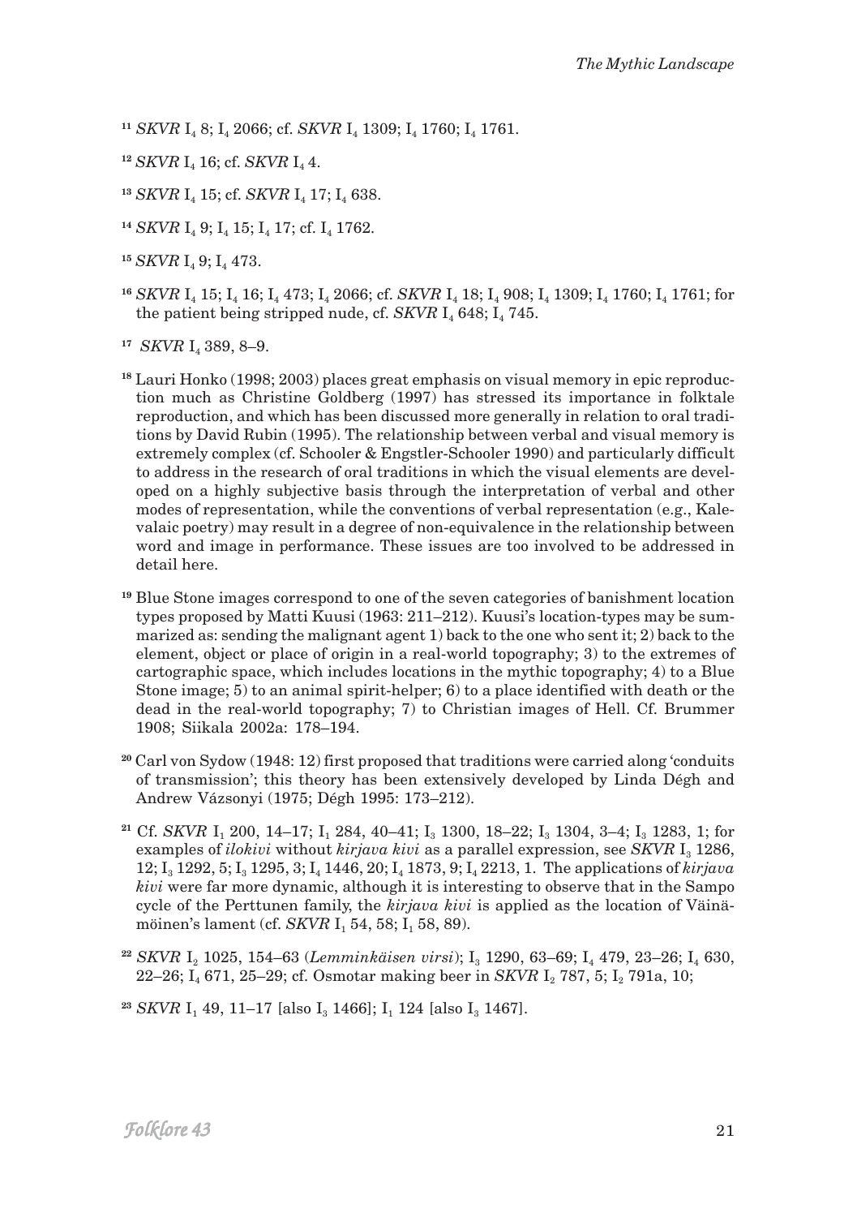[11] *SKVR* $I_4$ 8; $I_4$ 2066; cf. *SKVR* $I_4$ 1309; $I_4$ 1760; $I_4$ 1761.

[12] *SKVR* $I_4$ 16; cf. *SKVR* $I_4$ 4.

[13] *SKVR* $I_4$ 15; cf. *SKVR* $I_4$ 17; $I_4$ 638.

[14] *SKVR* $I_4$ 9; $I_4$ 15; $I_4$ 17; cf. $I_4$ 1762.

[15] *SKVR* $I_4$ 9; $I_4$ 473.

[16] *SKVR* $I_4$ 15; $I_4$ 16; $I_4$ 473; $I_4$ 2066; cf. *SKVR* $I_4$ 18; $I_4$ 908; $I_4$ 1309; $I_4$ 1760; $I_4$ 1761; for the patient being stripped nude, cf. *SKVR* $I_4$ 648; $I_4$ 745.

[17] *SKVR* $I_4$ 389, 8–9.

[18] Lauri Honko (1998; 2003) places great emphasis on visual memory in epic reproduction much as Christine Goldberg (1997) has stressed its importance in folktale reproduction, and which has been discussed more generally in relation to oral traditions by David Rubin (1995). The relationship between verbal and visual memory is extremely complex (cf. Schooler & Engstler-Schooler 1990) and particularly difficult to address in the research of oral traditions in which the visual elements are developed on a highly subjective basis through the interpretation of verbal and other modes of representation, while the conventions of verbal representation (e.g., Kalevalaic poetry) may result in a degree of non-equivalence in the relationship between word and image in performance. These issues are too involved to be addressed in detail here.

[19] Blue Stone images correspond to one of the seven categories of banishment location types proposed by Matti Kuusi (1963: 211–212). Kuusi's location-types may be summarized as: sending the malignant agent 1) back to the one who sent it; 2) back to the element, object or place of origin in a real-world topography; 3) to the extremes of cartographic space, which includes locations in the mythic topography; 4) to a Blue Stone image; 5) to an animal spirit-helper; 6) to a place identified with death or the dead in the real-world topography; 7) to Christian images of Hell. Cf. Brummer 1908; Siikala 2002a: 178–194.

[20] Carl von Sydow (1948: 12) first proposed that traditions were carried along 'conduits of transmission'; this theory has been extensively developed by Linda Dégh and Andrew Vázsonyi (1975; Dégh 1995: 173–212).

[21] Cf. *SKVR* $I_1$ 200, 14–17; $I_1$ 284, 40–41; $I_3$ 1300, 18–22; $I_3$ 1304, 3–4; $I_3$ 1283, 1; for examples of *ilokivi* without *kirjava kivi* as a parallel expression, see *SKVR* $I_3$ 1286, 12; $I_3$ 1292, 5; $I_3$ 1295, 3; $I_4$ 1446, 20; $I_4$ 1873, 9; $I_4$ 2213, 1. The applications of *kirjava kivi* were far more dynamic, although it is interesting to observe that in the Sampo cycle of the Perttunen family, the *kirjava kivi* is applied as the location of Väinämöinen's lament (cf. *SKVR* $I_1$ 54, 58; $I_1$ 58, 89).

[22] *SKVR* $I_2$ 1025, 154–63 (*Lemminkäisen virsi*); $I_3$ 1290, 63–69; $I_4$ 479, 23–26; $I_4$ 630, 22–26; $I_4$ 671, 25–29; cf. Osmotar making beer in *SKVR* $I_2$ 787, 5; $I_2$ 791a, 10;

[23] *SKVR* $I_1$ 49, 11–17 [also $I_3$ 1466]; $I_1$ 124 [also $I_3$ 1467].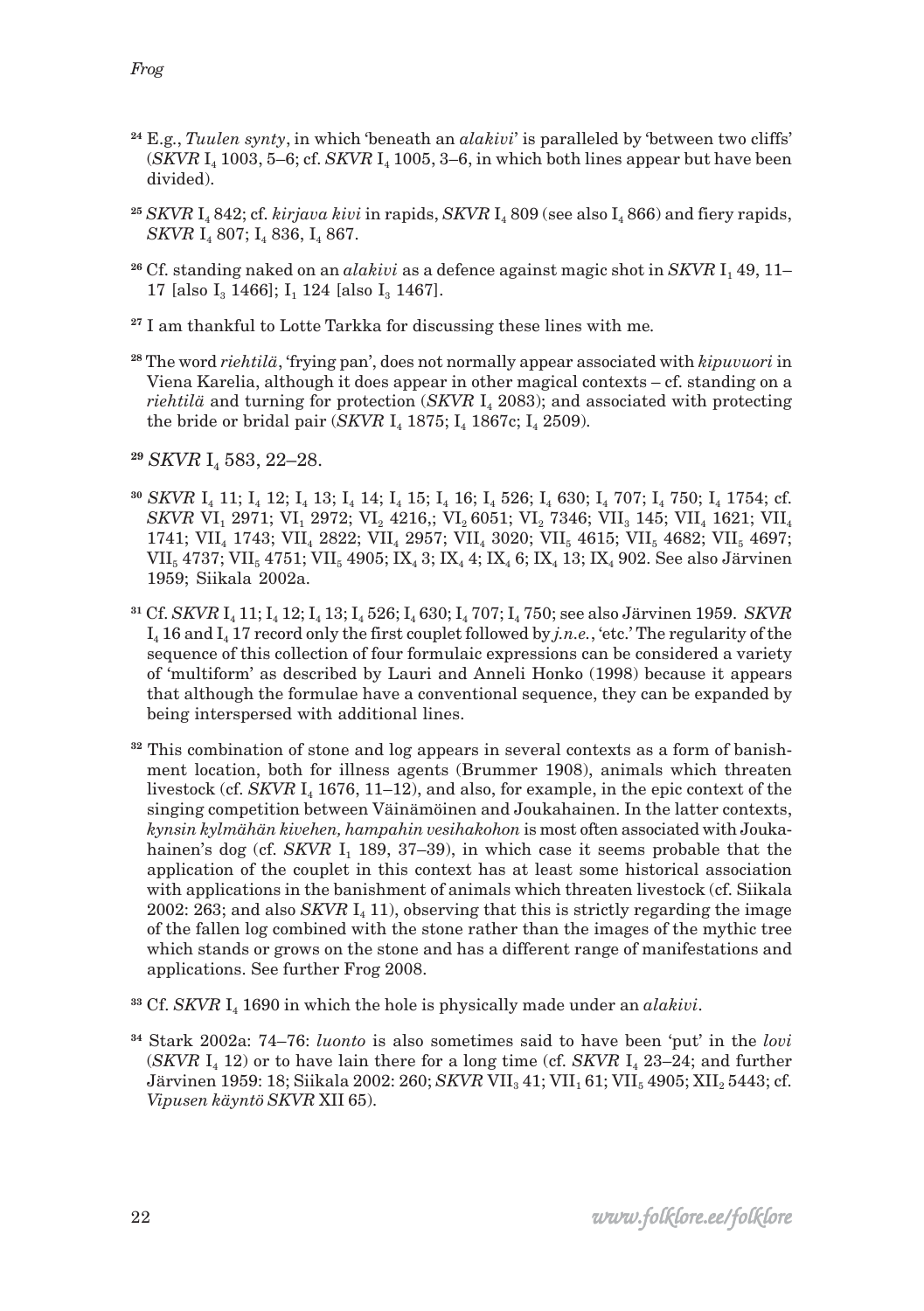[24] E.g., *Tuulen synty*, in which 'beneath an *alakivi*' is paralleled by 'between two cliffs' (*SKVR* $I_4$ 1003, 5–6; cf. *SKVR* $I_4$ 1005, 3–6, in which both lines appear but have been divided).

[25] *SKVR* $I_4$ 842; cf. *kirjava kivi* in rapids, *SKVR* $I_4$ 809 (see also $I_4$ 866) and fiery rapids, *SKVR* $I_4$ 807; $I_4$ 836, $I_4$ 867.

[26] Cf. standing naked on an *alakivi* as a defence against magic shot in *SKVR* $I_1$ 49, 11–17 [also $I_3$ 1466]; $I_1$ 124 [also $I_3$ 1467].

[27] I am thankful to Lotte Tarkka for discussing these lines with me.

[28] The word *riehtilä*, 'frying pan', does not normally appear associated with *kipuvuori* in Viena Karelia, although it does appear in other magical contexts – cf. standing on a *riehtilä* and turning for protection (*SKVR* $I_4$ 2083); and associated with protecting the bride or bridal pair (*SKVR* $I_4$ 1875; $I_4$ 1867c; $I_4$ 2509).

[29] *SKVR* $I_4$ 583, 22–28.

[30] *SKVR* $I_4$ 11; $I_4$ 12; $I_4$ 13; $I_4$ 14; $I_4$ 15; $I_4$ 16; $I_4$ 526; $I_4$ 630; $I_4$ 707; $I_4$ 750; $I_4$ 1754; cf. *SKVR* $VI_1$ 2971; $VI_1$ 2972; $VI_2$ 4216,; $VI_2$ 6051; $VI_2$ 7346; $VII_3$ 145; $VII_4$ 1621; $VII_4$ 1741; $VII_4$ 1743; $VII_4$ 2822; $VII_4$ 2957; $VII_4$ 3020; $VII_5$ 4615; $VII_5$ 4682; $VII_5$ 4697; $VII_5$ 4737; $VII_5$ 4751; $VII_5$ 4905; $IX_4$ 3; $IX_4$ 4; $IX_4$ 6; $IX_4$ 13; $IX_4$ 902. See also Järvinen 1959; Siikala 2002a.

[31] Cf. *SKVR* $I_4$ 11; $I_4$ 12; $I_4$ 13; $I_4$ 526; $I_4$ 630; $I_4$ 707; $I_4$ 750; see also Järvinen 1959. *SKVR* $I_4$ 16 and $I_4$ 17 record only the first couplet followed by *j.n.e.*, 'etc.' The regularity of the sequence of this collection of four formulaic expressions can be considered a variety of 'multiform' as described by Lauri and Anneli Honko (1998) because it appears that although the formulae have a conventional sequence, they can be expanded by being interspersed with additional lines.

[32] This combination of stone and log appears in several contexts as a form of banishment location, both for illness agents (Brummer 1908), animals which threaten livestock (cf. *SKVR* $I_4$ 1676, 11–12), and also, for example, in the epic context of the singing competition between Väinämöinen and Joukahainen. In the latter contexts, *kynsin kylmähän kivehen, hampahin vesihakohon* is most often associated with Joukahainen's dog (cf. *SKVR* $I_1$ 189, 37–39), in which case it seems probable that the application of the couplet in this context has at least some historical association with applications in the banishment of animals which threaten livestock (cf. Siikala 2002: 263; and also *SKVR* $I_4$ 11), observing that this is strictly regarding the image of the fallen log combined with the stone rather than the images of the mythic tree which stands or grows on the stone and has a different range of manifestations and applications. See further Frog 2008.

[33] Cf. *SKVR* $I_4$ 1690 in which the hole is physically made under an *alakivi*.

[34] Stark 2002a: 74–76: *luonto* is also sometimes said to have been 'put' in the *lovi* (*SKVR* $I_4$ 12) or to have lain there for a long time (cf. *SKVR* $I_4$ 23–24; and further Järvinen 1959: 18; Siikala 2002: 260; *SKVR* $VII_3$ 41; $VII_1$ 61; $VII_5$ 4905; $XII_2$ 5443; cf. *Vipusen käyntö SKVR* XII 65).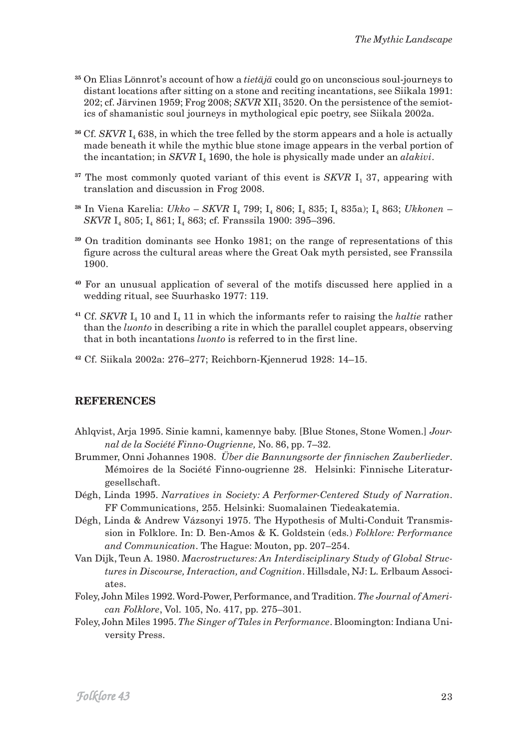[35] On Elias Lönnrot's account of how a *tietäjä* could go on unconscious soul-journeys to distant locations after sitting on a stone and reciting incantations, see Siikala 1991: 202; cf. Järvinen 1959; Frog 2008; *SKVR* $XII_1$ 3520. On the persistence of the semiotics of shamanistic soul journeys in mythological epic poetry, see Siikala 2002a.

[36] Cf. *SKVR* $I_4$ 638, in which the tree felled by the storm appears and a hole is actually made beneath it while the mythic blue stone image appears in the verbal portion of the incantation; in *SKVR* $I_4$ 1690, the hole is physically made under an *alakivi*.

[37] The most commonly quoted variant of this event is *SKVR* $I_1$ 37, appearing with translation and discussion in Frog 2008.

[38] In Viena Karelia: *Ukko* – *SKVR* $I_4$ 799; $I_4$ 806; $I_4$ 835; $I_4$ 835a); $I_4$ 863; *Ukkonen* – *SKVR* $I_4$ 805; $I_4$ 861; $I_4$ 863; cf. Franssila 1900: 395–396.

[39] On tradition dominants see Honko 1981; on the range of representations of this figure across the cultural areas where the Great Oak myth persisted, see Franssila 1900.

[40] For an unusual application of several of the motifs discussed here applied in a wedding ritual, see Suurhasko 1977: 119.

[41] Cf. *SKVR* $I_4$ 10 and $I_4$ 11 in which the informants refer to raising the *haltie* rather than the *luonto* in describing a rite in which the parallel couplet appears, observing that in both incantations *luonto* is referred to in the first line.

[42] Cf. Siikala 2002a: 276–277; Reichborn-Kjennerud 1928: 14–15.

## REFERENCES

Ahlqvist, Arja 1995. Sinie kamni, kamennye baby. [Blue Stones, Stone Women.] *Journal de la Société Finno-Ougrienne,* No. 86, pp. 7–32.

Brummer, Onni Johannes 1908. *Über die Bannungsorte der finnischen Zauberlieder*. Mémoires de la Société Finno-ougrienne 28. Helsinki: Finnische Literaturgesellschaft.

Dégh, Linda 1995. *Narratives in Society: A Performer-Centered Study of Narration*. FF Communications, 255. Helsinki: Suomalainen Tiedeakatemia.

Dégh, Linda & Andrew Vázsonyi 1975. The Hypothesis of Multi-Conduit Transmission in Folklore. In: D. Ben-Amos & K. Goldstein (eds.) *Folklore: Performance and Communication*. The Hague: Mouton, pp. 207–254.

Van Dijk, Teun A. 1980. *Macrostructures: An Interdisciplinary Study of Global Structures in Discourse, Interaction, and Cognition*. Hillsdale, NJ: L. Erlbaum Associates.

Foley, John Miles 1992. Word-Power, Performance, and Tradition. *The Journal of American Folklore*, Vol. 105, No. 417, pp. 275–301.

Foley, John Miles 1995. *The Singer of Tales in Performance*. Bloomington: Indiana University Press.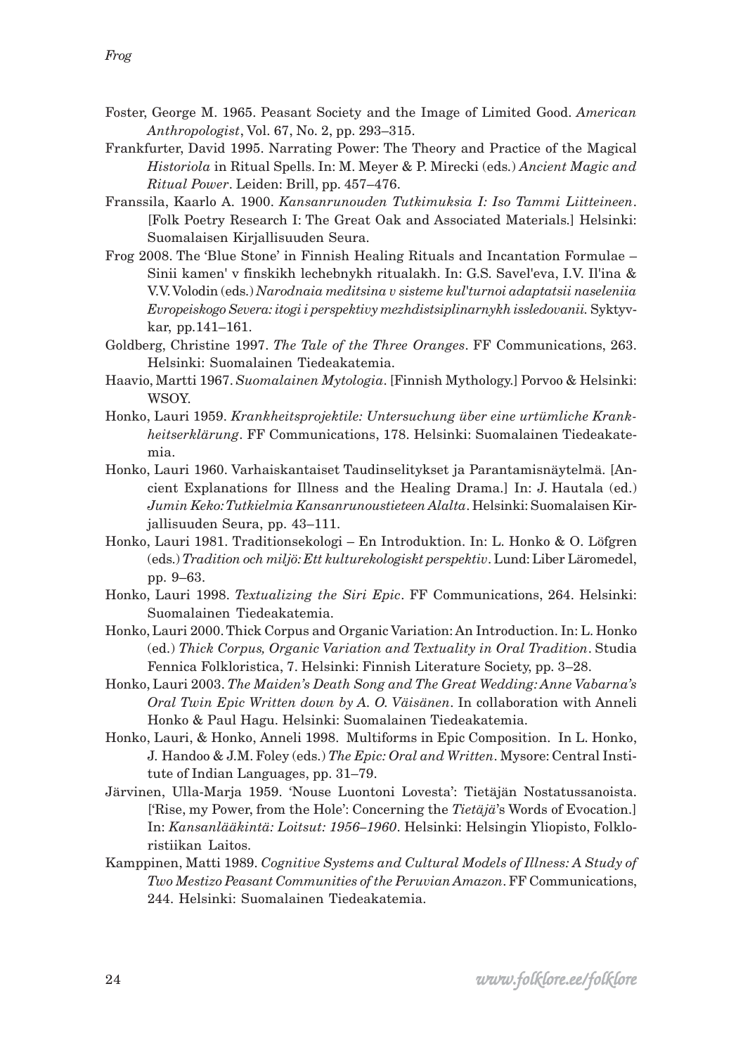Foster, George M. 1965. Peasant Society and the Image of Limited Good. *American Anthropologist*, Vol. 67, No. 2, pp. 293–315.

Frankfurter, David 1995. Narrating Power: The Theory and Practice of the Magical *Historiola* in Ritual Spells. In: M. Meyer & P. Mirecki (eds.) *Ancient Magic and Ritual Power*. Leiden: Brill, pp. 457–476.

Franssila, Kaarlo A. 1900. *Kansanrunouden Tutkimuksia I: Iso Tammi Liitteineen*. [Folk Poetry Research I: The Great Oak and Associated Materials.] Helsinki: Suomalaisen Kirjallisuuden Seura.

Frog 2008. The 'Blue Stone' in Finnish Healing Rituals and Incantation Formulae – Sinii kamen' v finskikh lechebnykh ritualakh. In: G.S. Savel'eva, I.V. Il'ina & V.V. Volodin (eds.) *Narodnaia meditsina v sisteme kul'turnoi adaptatsii naseleniia Evropeiskogo Severa: itogi i perspektivy mezhdistsiplinarnykh issledovanii.* Syktyvkar, pp.141–161.

Goldberg, Christine 1997. *The Tale of the Three Oranges*. FF Communications, 263. Helsinki: Suomalainen Tiedeakatemia.

Haavio, Martti 1967. *Suomalainen Mytologia*. [Finnish Mythology.] Porvoo & Helsinki: WSOY.

Honko, Lauri 1959. *Krankheitsprojektile: Untersuchung über eine urtümliche Krankheitserklärung*. FF Communications, 178. Helsinki: Suomalainen Tiedeakatemia.

Honko, Lauri 1960. Varhaiskantaiset Taudinselitykset ja Parantamisnäytelmä. [Ancient Explanations for Illness and the Healing Drama.] In: J. Hautala (ed.) *Jumin Keko: Tutkielmia Kansanrunoustieteen Alalta*. Helsinki: Suomalaisen Kirjallisuuden Seura, pp. 43–111.

Honko, Lauri 1981. Traditionsekologi – En Introduktion. In: L. Honko & O. Löfgren (eds.) *Tradition och miljö: Ett kulturekologiskt perspektiv*. Lund: Liber Läromedel, pp. 9–63.

Honko, Lauri 1998. *Textualizing the Siri Epic*. FF Communications, 264. Helsinki: Suomalainen Tiedeakatemia.

Honko, Lauri 2000. Thick Corpus and Organic Variation: An Introduction. In: L. Honko (ed.) *Thick Corpus, Organic Variation and Textuality in Oral Tradition*. Studia Fennica Folkloristica, 7. Helsinki: Finnish Literature Society, pp. 3–28.

Honko, Lauri 2003. *The Maiden's Death Song and The Great Wedding: Anne Vabarna's Oral Twin Epic Written down by A. O. Väisänen*. In collaboration with Anneli Honko & Paul Hagu. Helsinki: Suomalainen Tiedeakatemia.

Honko, Lauri, & Honko, Anneli 1998. Multiforms in Epic Composition. In L. Honko, J. Handoo & J.M. Foley (eds.) *The Epic: Oral and Written*. Mysore: Central Institute of Indian Languages, pp. 31–79.

Järvinen, Ulla-Marja 1959. 'Nouse Luontoni Lovesta': Tietäjän Nostatussanoista. ['Rise, my Power, from the Hole': Concerning the *Tietäjä*'s Words of Evocation.] In: *Kansanlääkintä: Loitsut: 1956–1960*. Helsinki: Helsingin Yliopisto, Folkloristiikan Laitos.

Kamppinen, Matti 1989. *Cognitive Systems and Cultural Models of Illness: A Study of Two Mestizo Peasant Communities of the Peruvian Amazon*. FF Communications, 244. Helsinki: Suomalainen Tiedeakatemia.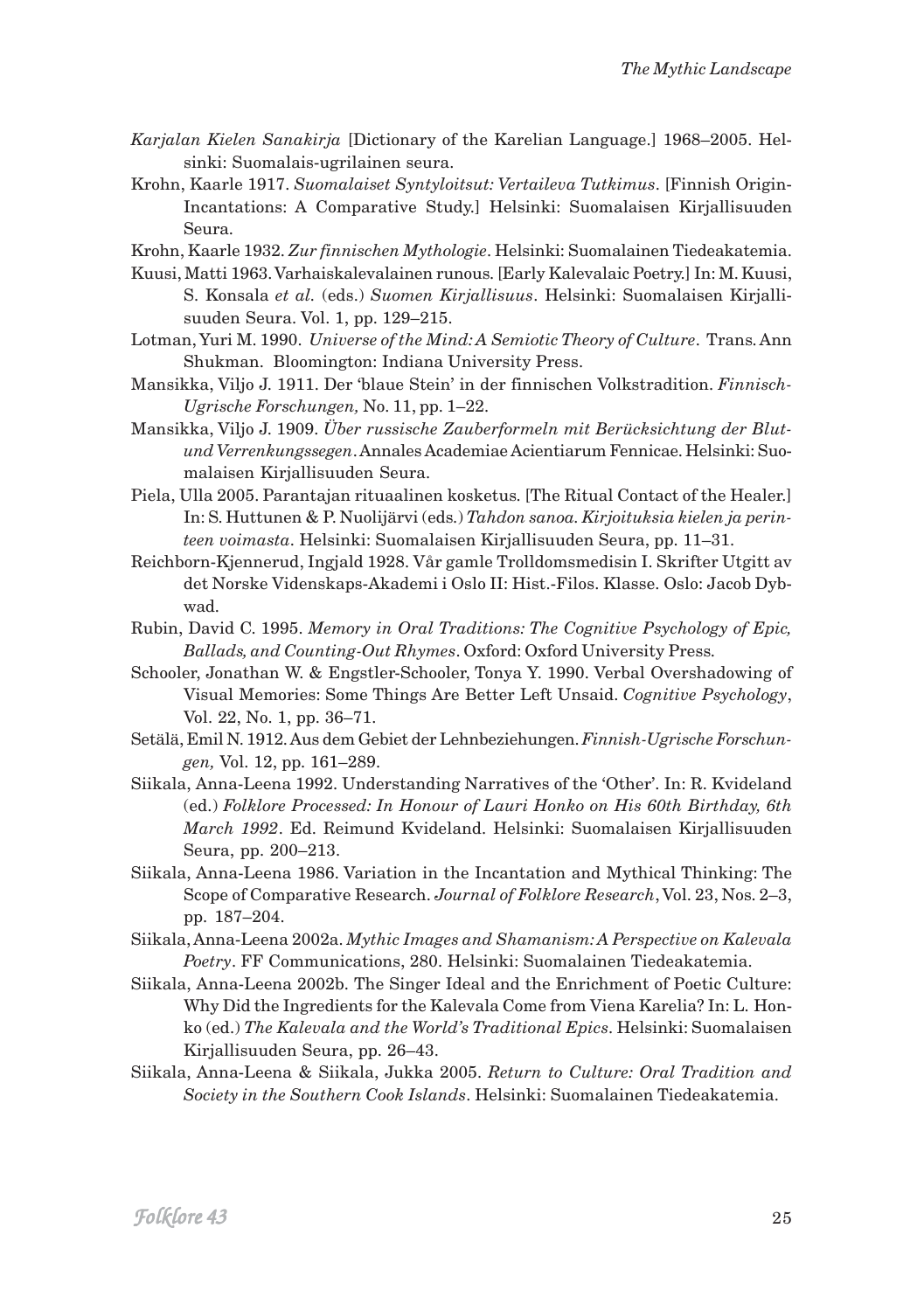*Karjalan Kielen Sanakirja* [Dictionary of the Karelian Language.] 1968–2005. Helsinki: Suomalais-ugrilainen seura.

Krohn, Kaarle 1917. *Suomalaiset Syntyloitsut: Vertaileva Tutkimus*. [Finnish Origin-Incantations: A Comparative Study.] Helsinki: Suomalaisen Kirjallisuuden Seura.

Krohn, Kaarle 1932. *Zur finnischen Mythologie*. Helsinki: Suomalainen Tiedeakatemia.

Kuusi, Matti 1963. Varhaiskalevalainen runous. [Early Kalevalaic Poetry.] In: M. Kuusi, S. Konsala *et al.* (eds.) *Suomen Kirjallisuus*. Helsinki: Suomalaisen Kirjallisuuden Seura. Vol. 1, pp. 129–215.

Lotman, Yuri M. 1990. *Universe of the Mind: A Semiotic Theory of Culture*. Trans. Ann Shukman. Bloomington: Indiana University Press.

Mansikka, Viljo J. 1911. Der 'blaue Stein' in der finnischen Volkstradition. *Finnisch-Ugrische Forschungen,* No. 11, pp. 1–22.

Mansikka, Viljo J. 1909. *Über russische Zauberformeln mit Berücksichtung der Blut- und Verrenkungssegen*. Annales Academiae Acientiarum Fennicae. Helsinki: Suomalaisen Kirjallisuuden Seura.

Piela, Ulla 2005. Parantajan rituaalinen kosketus. [The Ritual Contact of the Healer.] In: S. Huttunen & P. Nuolijärvi (eds.) *Tahdon sanoa. Kirjoituksia kielen ja perinteen voimasta*. Helsinki: Suomalaisen Kirjallisuuden Seura, pp. 11–31.

Reichborn-Kjennerud, Ingjald 1928. Vår gamle Trolldomsmedisin I. Skrifter Utgitt av det Norske Videnskaps-Akademi i Oslo II: Hist.-Filos. Klasse. Oslo: Jacob Dybwad.

Rubin, David C. 1995. *Memory in Oral Traditions: The Cognitive Psychology of Epic, Ballads, and Counting-Out Rhymes*. Oxford: Oxford University Press.

Schooler, Jonathan W. & Engstler-Schooler, Tonya Y. 1990. Verbal Overshadowing of Visual Memories: Some Things Are Better Left Unsaid. *Cognitive Psychology*, Vol. 22, No. 1, pp. 36–71.

Setälä, Emil N. 1912. Aus dem Gebiet der Lehnbeziehungen. *Finnish-Ugrische Forschungen,* Vol. 12, pp. 161–289.

Siikala, Anna-Leena 1992. Understanding Narratives of the 'Other'. In: R. Kvideland (ed.) *Folklore Processed: In Honour of Lauri Honko on His 60th Birthday, 6th March 1992*. Ed. Reimund Kvideland. Helsinki: Suomalaisen Kirjallisuuden Seura, pp. 200–213.

Siikala, Anna-Leena 1986. Variation in the Incantation and Mythical Thinking: The Scope of Comparative Research. *Journal of Folklore Research*, Vol. 23, Nos. 2–3, pp. 187–204.

Siikala, Anna-Leena 2002a. *Mythic Images and Shamanism: A Perspective on Kalevala Poetry*. FF Communications, 280. Helsinki: Suomalainen Tiedeakatemia.

Siikala, Anna-Leena 2002b. The Singer Ideal and the Enrichment of Poetic Culture: Why Did the Ingredients for the Kalevala Come from Viena Karelia? In: L. Honko (ed.) *The Kalevala and the World's Traditional Epics*. Helsinki: Suomalaisen Kirjallisuuden Seura, pp. 26–43.

Siikala, Anna-Leena & Siikala, Jukka 2005. *Return to Culture: Oral Tradition and Society in the Southern Cook Islands*. Helsinki: Suomalainen Tiedeakatemia.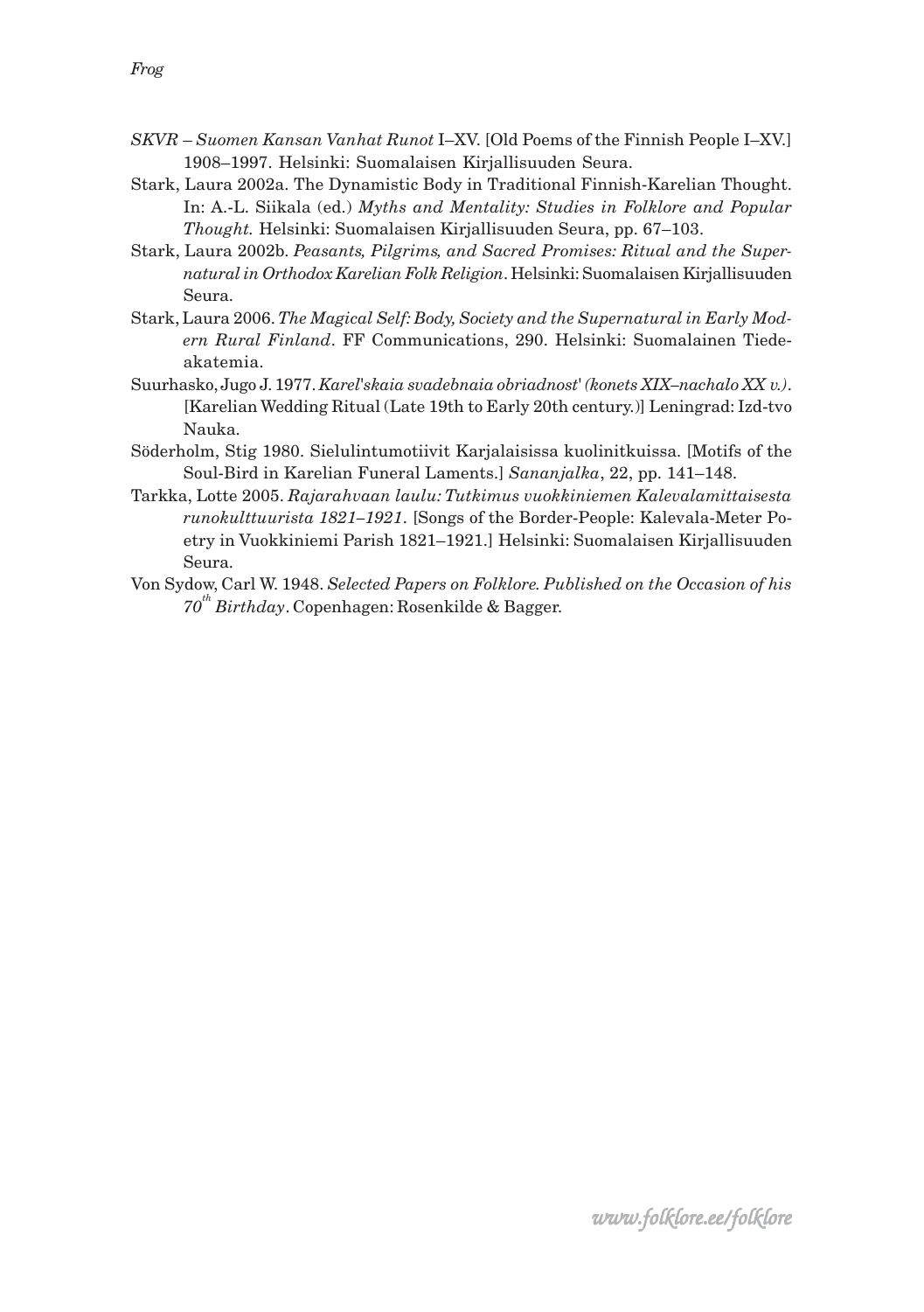*SKVR – Suomen Kansan Vanhat Runot* I–XV. [Old Poems of the Finnish People I–XV.] 1908–1997. Helsinki: Suomalaisen Kirjallisuuden Seura.

Stark, Laura 2002a. The Dynamistic Body in Traditional Finnish-Karelian Thought. In: A.-L. Siikala (ed.) *Myths and Mentality: Studies in Folklore and Popular Thought.* Helsinki: Suomalaisen Kirjallisuuden Seura, pp. 67–103.

Stark, Laura 2002b. *Peasants, Pilgrims, and Sacred Promises: Ritual and the Supernatural in Orthodox Karelian Folk Religion*. Helsinki: Suomalaisen Kirjallisuuden Seura.

Stark, Laura 2006. *The Magical Self: Body, Society and the Supernatural in Early Modern Rural Finland*. FF Communications, 290. Helsinki: Suomalainen Tiedeakatemia.

Suurhasko, Jugo J. 1977. *Karel'skaia svadebnaia obriadnost' (konets XIX–nachalo XX v.)*. [Karelian Wedding Ritual (Late 19th to Early 20th century.)] Leningrad: Izd-tvo Nauka.

Söderholm, Stig 1980. Sielulintumotiivit Karjalaisissa kuolinitkuissa. [Motifs of the Soul-Bird in Karelian Funeral Laments.] *Sananjalka*, 22, pp. 141–148.

Tarkka, Lotte 2005. *Rajarahvaan laulu: Tutkimus vuokkiniemen Kalevalamittaisesta runokulttuurista 1821–1921*. [Songs of the Border-People: Kalevala-Meter Poetry in Vuokkiniemi Parish 1821–1921.] Helsinki: Suomalaisen Kirjallisuuden Seura.

Von Sydow, Carl W. 1948. *Selected Papers on Folklore. Published on the Occasion of his 70th Birthday*. Copenhagen: Rosenkilde & Bagger.